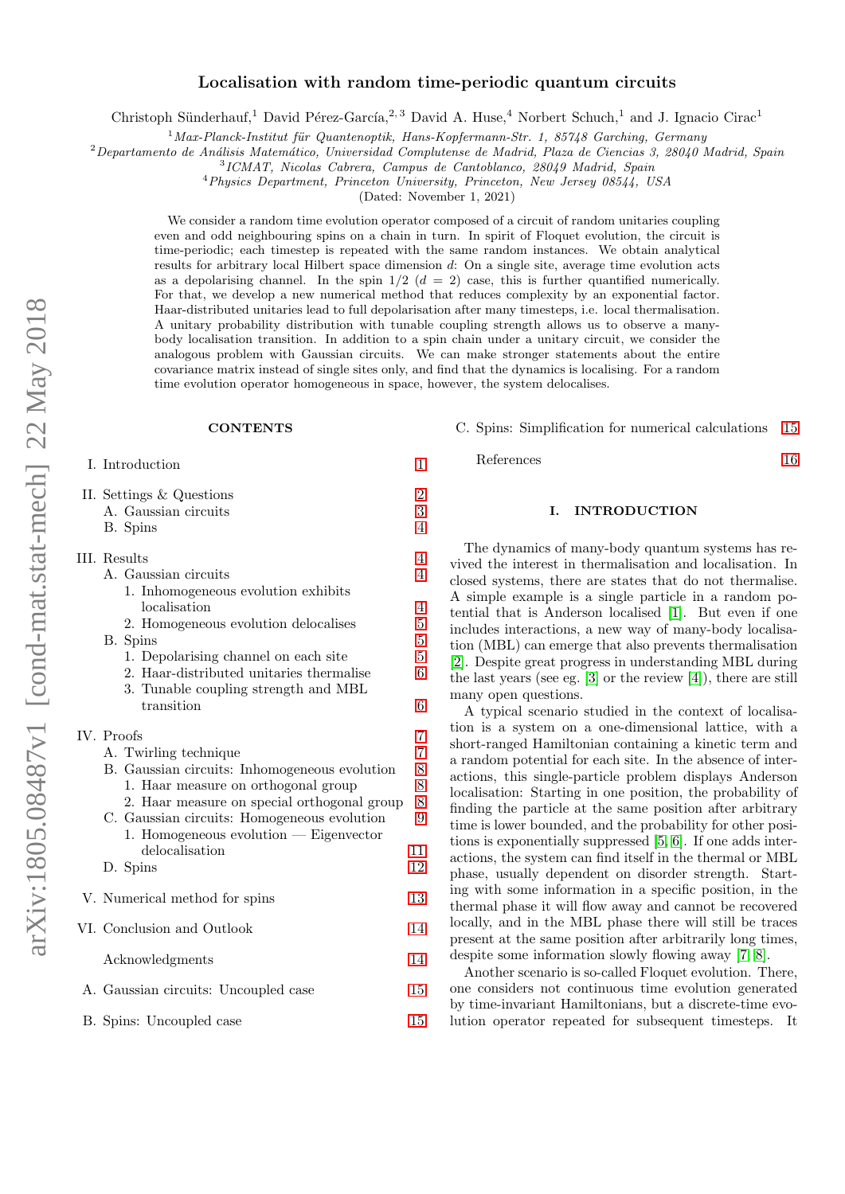# Localisation with random time-periodic quantum circuits

Christoph Sünderhauf,[1] David Pérez-García,[2,3] David A. Huse,[4] Norbert Schuch,[1] and J. Ignacio Cirac[1]

[1] *Max-Planck-Institut für Quantenoptik, Hans-Kopfermann-Str. 1, 85748 Garching, Germany*

[2] *Departamento de Análisis Matemático, Universidad Complutense de Madrid, Plaza de Ciencias 3, 28040 Madrid, Spain*

[3] *ICMAT, Nicolas Cabrera, Campus de Cantoblanco, 28049 Madrid, Spain*

[4] *Physics Department, Princeton University, Princeton, New Jersey 08544, USA*

(Dated: November 1, 2021)

We consider a random time evolution operator composed of a circuit of random unitaries coupling even and odd neighbouring spins on a chain in turn. In spirit of Floquet evolution, the circuit is time-periodic; each timestep is repeated with the same random instances. We obtain analytical results for arbitrary local Hilbert space dimension $d$: On a single site, average time evolution acts as a depolarising channel. In the spin 1/2 ($d = 2$) case, this is further quantified numerically. For that, we develop a new numerical method that reduces complexity by an exponential factor. Haar-distributed unitaries lead to full depolarisation after many timesteps, i.e. local thermalisation. A unitary probability distribution with tunable coupling strength allows us to observe a many-body localisation transition. In addition to a spin chain under a unitary circuit, we consider the analogous problem with Gaussian circuits. We can make stronger statements about the entire covariance matrix instead of single sites only, and find that the dynamics is localising. For a random time evolution operator homogeneous in space, however, the system delocalises.

## CONTENTS

- I. Introduction — 1
- II. Settings & Questions — 2
  - A. Gaussian circuits — 3
  - B. Spins — 4
- III. Results — 4
  - A. Gaussian circuits — 4
    - 1. Inhomogeneous evolution exhibits localisation — 4
    - 2. Homogeneous evolution delocalises — 5
  - B. Spins — 5
    - 1. Depolarising channel on each site — 5
    - 2. Haar-distributed unitaries thermalise — 6
    - 3. Tunable coupling strength and MBL transition — 6
- IV. Proofs — 7
  - A. Twirling technique — 7
  - B. Gaussian circuits: Inhomogeneous evolution — 8
    - 1. Haar measure on orthogonal group — 8
    - 2. Haar measure on special orthogonal group — 8
  - C. Gaussian circuits: Homogeneous evolution — 9
    - 1. Homogeneous evolution — Eigenvector delocalisation — 11
  - D. Spins — 12
- V. Numerical method for spins — 13
- VI. Conclusion and Outlook — 14
- Acknowledgments — 14
- A. Gaussian circuits: Uncoupled case — 15
- B. Spins: Uncoupled case — 15
- C. Spins: Simplification for numerical calculations — 15
- References — 16

## I. INTRODUCTION

The dynamics of many-body quantum systems has revived the interest in thermalisation and localisation. In closed systems, there are states that do not thermalise. A simple example is a single particle in a random potential that is Anderson localised [1]. But even if one includes interactions, a new way of many-body localisation (MBL) can emerge that also prevents thermalisation [2]. Despite great progress in understanding MBL during the last years (see eg. [3] or the review [4]), there are still many open questions.

A typical scenario studied in the context of localisation is a system on a one-dimensional lattice, with a short-ranged Hamiltonian containing a kinetic term and a random potential for each site. In the absence of interactions, this single-particle problem displays Anderson localisation: Starting in one position, the probability of finding the particle at the same position after arbitrary time is lower bounded, and the probability for other positions is exponentially suppressed [5, 6]. If one adds interactions, the system can find itself in the thermal or MBL phase, usually dependent on disorder strength. Starting with some information in a specific position, in the thermal phase it will flow away and cannot be recovered locally, and in the MBL phase there will still be traces present at the same position after arbitrarily long times, despite some information slowly flowing away [7, 8].

Another scenario is so-called Floquet evolution. There, one considers not continuous time evolution generated by time-invariant Hamiltonians, but a discrete-time evolution operator repeated for subsequent timesteps. It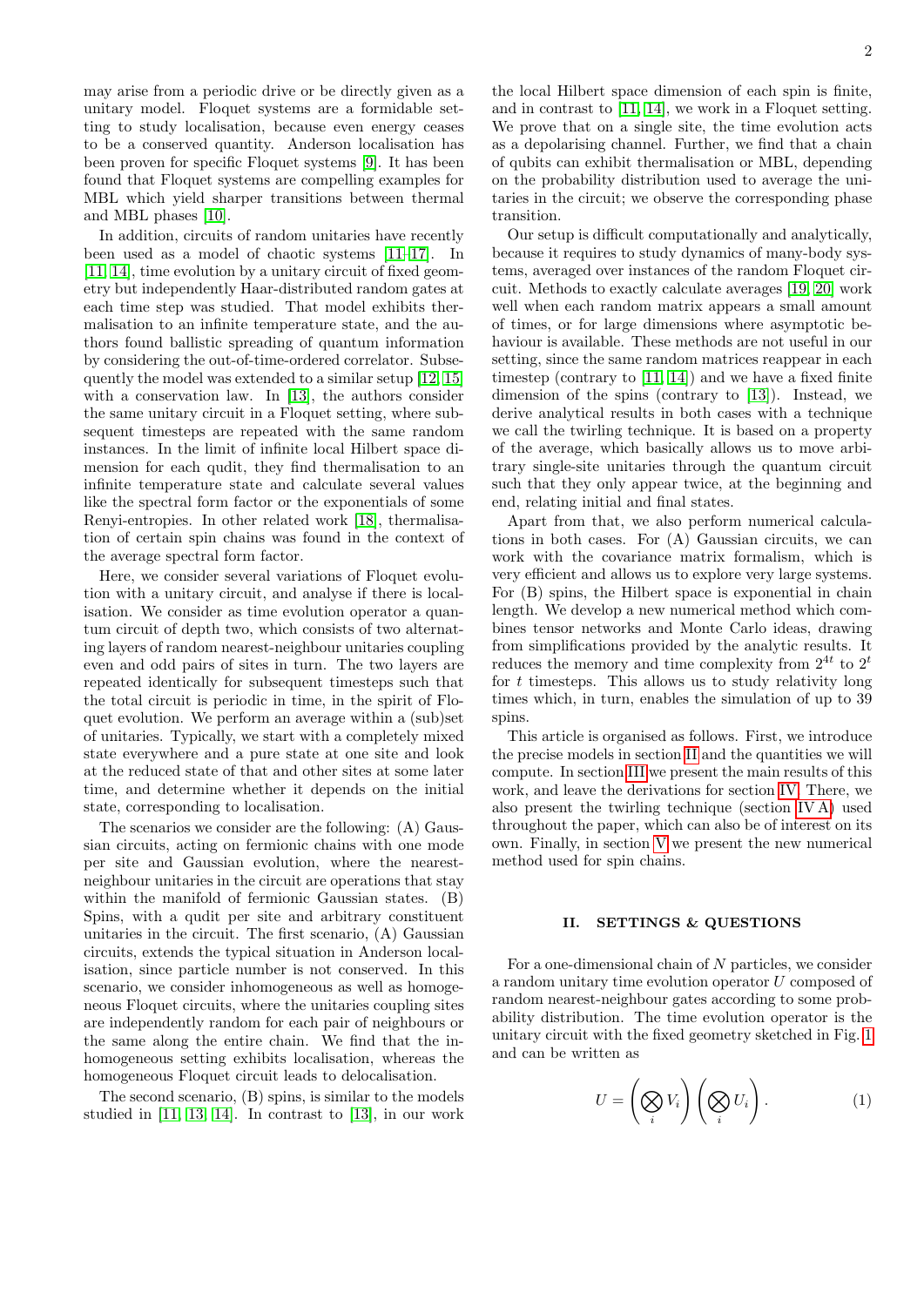may arise from a periodic drive or be directly given as a unitary model. Floquet systems are a formidable setting to study localisation, because even energy ceases to be a conserved quantity. Anderson localisation has been proven for specific Floquet systems [9]. It has been found that Floquet systems are compelling examples for MBL which yield sharper transitions between thermal and MBL phases [10].

In addition, circuits of random unitaries have recently been used as a model of chaotic systems [11–17]. In [11, 14], time evolution by a unitary circuit of fixed geometry but independently Haar-distributed random gates at each time step was studied. That model exhibits thermalisation to an infinite temperature state, and the authors found ballistic spreading of quantum information by considering the out-of-time-ordered correlator. Subsequently the model was extended to a similar setup [12, 15] with a conservation law. In [13], the authors consider the same unitary circuit in a Floquet setting, where subsequent timesteps are repeated with the same random instances. In the limit of infinite local Hilbert space dimension for each qudit, they find thermalisation to an infinite temperature state and calculate several values like the spectral form factor or the exponentials of some Renyi-entropies. In other related work [18], thermalisation of certain spin chains was found in the context of the average spectral form factor.

Here, we consider several variations of Floquet evolution with a unitary circuit, and analyse if there is localisation. We consider as time evolution operator a quantum circuit of depth two, which consists of two alternating layers of random nearest-neighbour unitaries coupling even and odd pairs of sites in turn. The two layers are repeated identically for subsequent timesteps such that the total circuit is periodic in time, in the spirit of Floquet evolution. We perform an average within a (sub)set of unitaries. Typically, we start with a completely mixed state everywhere and a pure state at one site and look at the reduced state of that and other sites at some later time, and determine whether it depends on the initial state, corresponding to localisation.

The scenarios we consider are the following: (A) Gaussian circuits, acting on fermionic chains with one mode per site and Gaussian evolution, where the nearest-neighbour unitaries in the circuit are operations that stay within the manifold of fermionic Gaussian states. (B) Spins, with a qudit per site and arbitrary constituent unitaries in the circuit. The first scenario, (A) Gaussian circuits, extends the typical situation in Anderson localisation, since particle number is not conserved. In this scenario, we consider inhomogeneous as well as homogeneous Floquet circuits, where the unitaries coupling sites are independently random for each pair of neighbours or the same along the entire chain. We find that the inhomogeneous setting exhibits localisation, whereas the homogeneous Floquet circuit leads to delocalisation.

The second scenario, (B) spins, is similar to the models studied in [11, 13, 14]. In contrast to [13], in our work the local Hilbert space dimension of each spin is finite, and in contrast to [11, 14], we work in a Floquet setting. We prove that on a single site, the time evolution acts as a depolarising channel. Further, we find that a chain of qubits can exhibit thermalisation or MBL, depending on the probability distribution used to average the unitaries in the circuit; we observe the corresponding phase transition.

Our setup is difficult computationally and analytically, because it requires to study dynamics of many-body systems, averaged over instances of the random Floquet circuit. Methods to exactly calculate averages [19, 20] work well when each random matrix appears a small amount of times, or for large dimensions where asymptotic behaviour is available. These methods are not useful in our setting, since the same random matrices reappear in each timestep (contrary to [11, 14]) and we have a fixed finite dimension of the spins (contrary to [13]). Instead, we derive analytical results in both cases with a technique we call the twirling technique. It is based on a property of the average, which basically allows us to move arbitrary single-site unitaries through the quantum circuit such that they only appear twice, at the beginning and end, relating initial and final states.

Apart from that, we also perform numerical calculations in both cases. For (A) Gaussian circuits, we can work with the covariance matrix formalism, which is very efficient and allows us to explore very large systems. For (B) spins, the Hilbert space is exponential in chain length. We develop a new numerical method which combines tensor networks and Monte Carlo ideas, drawing from simplifications provided by the analytic results. It reduces the memory and time complexity from $2^{4t}$ to $2^t$ for $t$ timesteps. This allows us to study relativity long times which, in turn, enables the simulation of up to 39 spins.

This article is organised as follows. First, we introduce the precise models in section II and the quantities we will compute. In section III we present the main results of this work, and leave the derivations for section IV. There, we also present the twirling technique (section IV A) used throughout the paper, which can also be of interest on its own. Finally, in section V we present the new numerical method used for spin chains.

## II. SETTINGS & QUESTIONS

For a one-dimensional chain of $N$ particles, we consider a random unitary time evolution operator $U$ composed of random nearest-neighbour gates according to some probability distribution. The time evolution operator is the unitary circuit with the fixed geometry sketched in Fig. 1 and can be written as

$$U = \left(\bigotimes_i V_i\right)\left(\bigotimes_i U_i\right). \tag{1}$$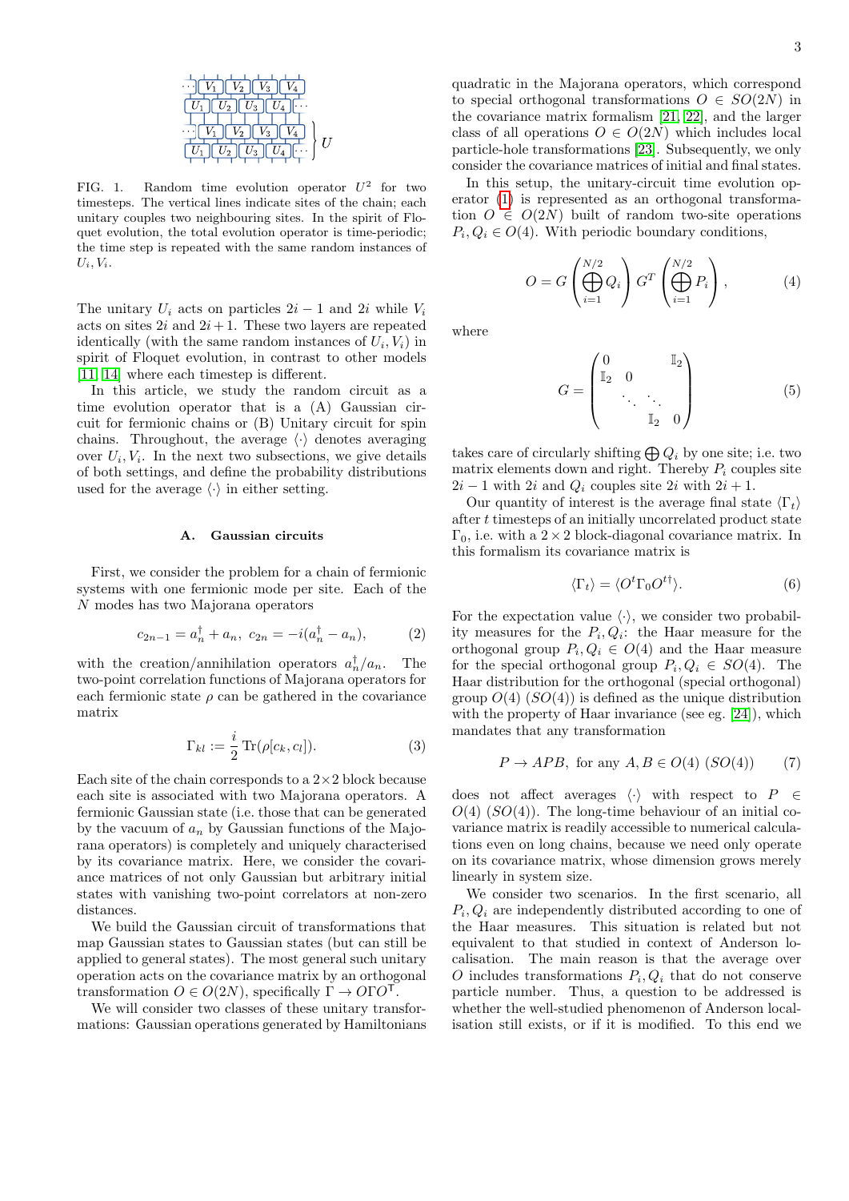FIG. 1. Random time evolution operator $U^2$ for two timesteps. The vertical lines indicate sites of the chain; each unitary couples two neighbouring sites. In the spirit of Floquet evolution, the total evolution operator is time-periodic; the time step is repeated with the same random instances of $U_i, V_i$.

The unitary $U_i$ acts on particles $2i-1$ and $2i$ while $V_i$ acts on sites $2i$ and $2i+1$. These two layers are repeated identically (with the same random instances of $U_i, V_i$) in spirit of Floquet evolution, in contrast to other models [11, 14] where each timestep is different.

In this article, we study the random circuit as a time evolution operator that is a (A) Gaussian circuit for fermionic chains or (B) Unitary circuit for spin chains. Throughout, the average $\langle\cdot\rangle$ denotes averaging over $U_i, V_i$. In the next two subsections, we give details of both settings, and define the probability distributions used for the average $\langle\cdot\rangle$ in either setting.

### A. Gaussian circuits

First, we consider the problem for a chain of fermionic systems with one fermionic mode per site. Each of the $N$ modes has two Majorana operators

$$c_{2n-1} = a_n^\dagger + a_n,\ c_{2n} = -i(a_n^\dagger - a_n), \tag{2}$$

with the creation/annihilation operators $a_n^\dagger/a_n$. The two-point correlation functions of Majorana operators for each fermionic state $\rho$ can be gathered in the covariance matrix

$$\Gamma_{kl} := \frac{i}{2}\operatorname{Tr}(\rho[c_k, c_l]). \tag{3}$$

Each site of the chain corresponds to a $2\times 2$ block because each site is associated with two Majorana operators. A fermionic Gaussian state (i.e. those that can be generated by the vacuum of $a_n$ by Gaussian functions of the Majorana operators) is completely and uniquely characterised by its covariance matrix. Here, we consider the covariance matrices of not only Gaussian but arbitrary initial states with vanishing two-point correlators at non-zero distances.

We build the Gaussian circuit of transformations that map Gaussian states to Gaussian states (but can still be applied to general states). The most general such unitary operation acts on the covariance matrix by an orthogonal transformation $O \in O(2N)$, specifically $\Gamma \to O\Gamma O^\mathsf{T}$.

We will consider two classes of these unitary transformations: Gaussian operations generated by Hamiltonians quadratic in the Majorana operators, which correspond to special orthogonal transformations $O \in SO(2N)$ in the covariance matrix formalism [21, 22], and the larger class of all operations $O \in O(2N)$ which includes local particle-hole transformations [23]. Subsequently, we only consider the covariance matrices of initial and final states.

In this setup, the unitary-circuit time evolution operator (1) is represented as an orthogonal transformation $O \in O(2N)$ built of random two-site operations $P_i, Q_i \in O(4)$. With periodic boundary conditions,

$$O = G\left(\bigoplus_{i=1}^{N/2} Q_i\right) G^T \left(\bigoplus_{i=1}^{N/2} P_i\right), \tag{4}$$

where

$$G = \begin{pmatrix} 0 & & & \mathbb{I}_2 \\ \mathbb{I}_2 & 0 & & \\ & \ddots & \ddots & \\ & & \mathbb{I}_2 & 0 \end{pmatrix} \tag{5}$$

takes care of circularly shifting $\bigoplus Q_i$ by one site; i.e. two matrix elements down and right. Thereby $P_i$ couples site $2i-1$ with $2i$ and $Q_i$ couples site $2i$ with $2i+1$.

Our quantity of interest is the average final state $\langle\Gamma_t\rangle$ after $t$ timesteps of an initially uncorrelated product state $\Gamma_0$, i.e. with a $2\times 2$ block-diagonal covariance matrix. In this formalism its covariance matrix is

$$\langle\Gamma_t\rangle = \langle O^t \Gamma_0 O^{t\dagger}\rangle. \tag{6}$$

For the expectation value $\langle\cdot\rangle$, we consider two probability measures for the $P_i, Q_i$: the Haar measure for the orthogonal group $P_i, Q_i \in O(4)$ and the Haar measure for the special orthogonal group $P_i, Q_i \in SO(4)$. The Haar distribution for the orthogonal (special orthogonal) group $O(4)$ $(SO(4))$ is defined as the unique distribution with the property of Haar invariance (see eg. [24]), which mandates that any transformation

$$P \to APB,\ \text{for any } A, B \in O(4)\ (SO(4)) \tag{7}$$

does not affect averages $\langle\cdot\rangle$ with respect to $P \in O(4)$ $(SO(4))$. The long-time behaviour of an initial covariance matrix is readily accessible to numerical calculations even on long chains, because we need only operate on its covariance matrix, whose dimension grows merely linearly in system size.

We consider two scenarios. In the first scenario, all $P_i, Q_i$ are independently distributed according to one of the Haar measures. This situation is related but not equivalent to that studied in context of Anderson localisation. The main reason is that the average over $O$ includes transformations $P_i, Q_i$ that do not conserve particle number. Thus, a question to be addressed is whether the well-studied phenomenon of Anderson localisation still exists, or if it is modified. To this end we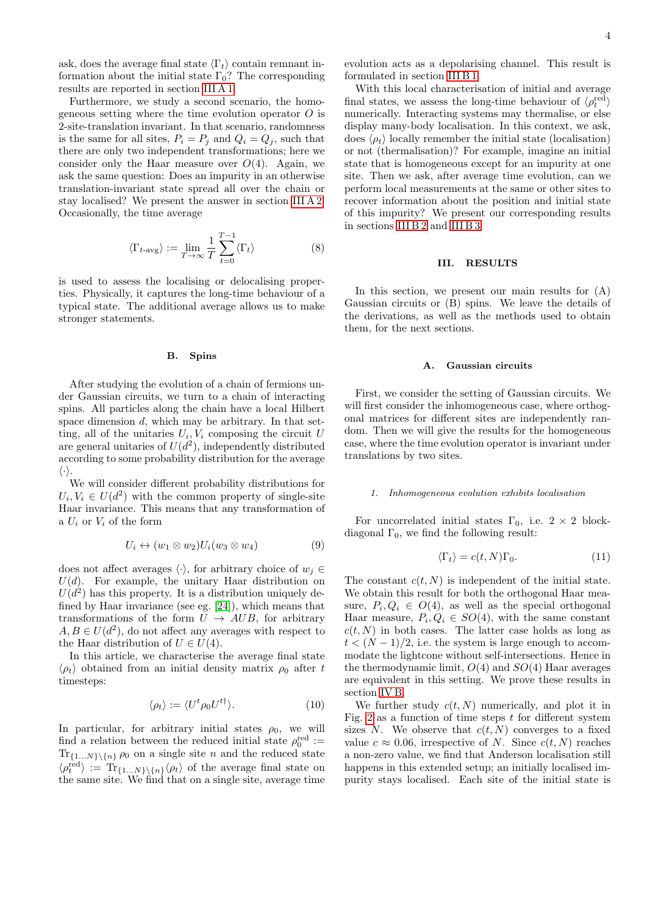ask, does the average final state $\langle \Gamma_t \rangle$ contain remnant information about the initial state $\Gamma_0$? The corresponding results are reported in section III A 1.

Furthermore, we study a second scenario, the homogeneous setting where the time evolution operator $O$ is 2-site-translation invariant. In that scenario, randomness is the same for all sites, $P_i = P_j$ and $Q_i = Q_j$, such that there are only two independent transformations; here we consider only the Haar measure over $O(4)$. Again, we ask the same question: Does an impurity in an otherwise translation-invariant state spread all over the chain or stay localised? We present the answer in section III A 2. Occasionally, the time average

$$\langle \Gamma_{t\text{-avg}} \rangle := \lim_{T\to\infty} \frac{1}{T} \sum_{t=0}^{T-1} \langle \Gamma_t \rangle \tag{8}$$

is used to assess the localising or delocalising properties. Physically, it captures the long-time behaviour of a typical state. The additional average allows us to make stronger statements.

### B. Spins

After studying the evolution of a chain of fermions under Gaussian circuits, we turn to a chain of interacting spins. All particles along the chain have a local Hilbert space dimension $d$, which may be arbitrary. In that setting, all of the unitaries $U_i, V_i$ composing the circuit $U$ are general unitaries of $U(d^2)$, independently distributed according to some probability distribution for the average $\langle \cdot \rangle$.

We will consider different probability distributions for $U_i, V_i \in U(d^2)$ with the common property of single-site Haar invariance. This means that any transformation of a $U_i$ or $V_i$ of the form

$$U_i \leftrightarrow (w_1 \otimes w_2) U_i (w_3 \otimes w_4) \tag{9}$$

does not affect averages $\langle \cdot \rangle$, for arbitrary choice of $w_j \in U(d)$. For example, the unitary Haar distribution on $U(d^2)$ has this property. It is a distribution uniquely defined by Haar invariance (see eg. [24]), which means that transformations of the form $U \to AUB$, for arbitrary $A, B \in U(d^2)$, do not affect any averages with respect to the Haar distribution of $U \in U(4)$.

In this article, we characterise the average final state $\langle \rho_t \rangle$ obtained from an initial density matrix $\rho_0$ after $t$ timesteps:

$$\langle \rho_t \rangle := \langle U^t \rho_0 U^{t\dagger} \rangle. \tag{10}$$

In particular, for arbitrary initial states $\rho_0$, we will find a relation between the reduced initial state $\rho_0^{\mathrm{red}} := \mathrm{Tr}_{\{1\ldots N\}\setminus\{n\}}\, \rho_0$ on a single site $n$ and the reduced state $\langle \rho_t^{\mathrm{red}} \rangle := \mathrm{Tr}_{\{1\ldots N\}\setminus\{n\}} \langle \rho_t \rangle$ of the average final state on the same site. We find that on a single site, average time evolution acts as a depolarising channel. This result is formulated in section III B 1.

With this local characterisation of initial and average final states, we assess the long-time behaviour of $\langle \rho_t^{\mathrm{red}} \rangle$ numerically. Interacting systems may thermalise, or else display many-body localisation. In this context, we ask, does $\langle \rho_t \rangle$ locally remember the initial state (localisation) or not (thermalisation)? For example, imagine an initial state that is homogeneous except for an impurity at one site. Then we ask, after average time evolution, can we perform local measurements at the same or other sites to recover information about the position and initial state of this impurity? We present our corresponding results in sections III B 2 and III B 3.

## III. RESULTS

In this section, we present our main results for (A) Gaussian circuits or (B) spins. We leave the details of the derivations, as well as the methods used to obtain them, for the next sections.

### A. Gaussian circuits

First, we consider the setting of Gaussian circuits. We will first consider the inhomogeneous case, where orthogonal matrices for different sites are independently random. Then we will give the results for the homogeneous case, where the time evolution operator is invariant under translations by two sites.

#### 1. Inhomogeneous evolution exhibits localisation

For uncorrelated initial states $\Gamma_0$, i.e. $2 \times 2$ block-diagonal $\Gamma_0$, we find the following result:

$$\langle \Gamma_t \rangle = c(t, N) \Gamma_0. \tag{11}$$

The constant $c(t, N)$ is independent of the initial state. We obtain this result for both the orthogonal Haar measure, $P_i, Q_i \in O(4)$, as well as the special orthogonal Haar measure, $P_i, Q_i \in SO(4)$, with the same constant $c(t, N)$ in both cases. The latter case holds as long as $t < (N-1)/2$, i.e. the system is large enough to accommodate the lightcone without self-intersections. Hence in the thermodynamic limit, $O(4)$ and $SO(4)$ Haar averages are equivalent in this setting. We prove these results in section IV B.

We further study $c(t, N)$ numerically, and plot it in Fig. 2 as a function of time steps $t$ for different system sizes $N$. We observe that $c(t, N)$ converges to a fixed value $c \approx 0.06$, irrespective of $N$. Since $c(t, N)$ reaches a non-zero value, we find that Anderson localisation still happens in this extended setup; an initially localised impurity stays localised. Each site of the initial state is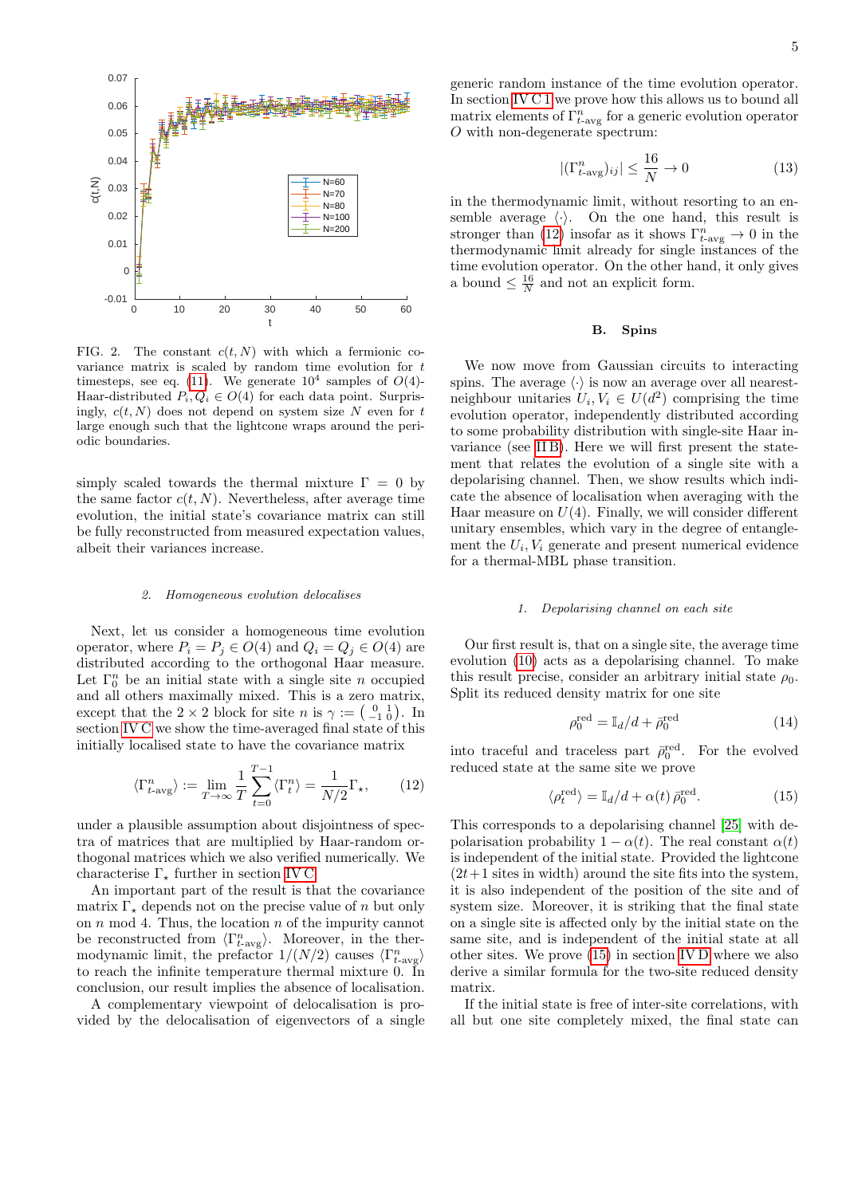FIG. 2. The constant $c(t,N)$ with which a fermionic covariance matrix is scaled by random time evolution for $t$ timesteps, see eq. (11). We generate $10^4$ samples of $O(4)$-Haar-distributed $P_i, Q_i \in O(4)$ for each data point. Surprisingly, $c(t,N)$ does not depend on system size $N$ even for $t$ large enough such that the lightcone wraps around the periodic boundaries.

simply scaled towards the thermal mixture $\Gamma = 0$ by the same factor $c(t,N)$. Nevertheless, after average time evolution, the initial state's covariance matrix can still be fully reconstructed from measured expectation values, albeit their variances increase.

#### 2. Homogeneous evolution delocalises

Next, let us consider a homogeneous time evolution operator, where $P_i = P_j \in O(4)$ and $Q_i = Q_j \in O(4)$ are distributed according to the orthogonal Haar measure. Let $\Gamma_0^n$ be an initial state with a single site $n$ occupied and all others maximally mixed. This is a zero matrix, except that the $2\times 2$ block for site $n$ is $\gamma := \begin{pmatrix} 0 & 1 \\ -1 & 0 \end{pmatrix}$. In section IV C we show the time-averaged final state of this initially localised state to have the covariance matrix

$$\langle \Gamma^n_{t\text{-avg}} \rangle := \lim_{T\to\infty} \frac{1}{T} \sum_{t=0}^{T-1} \langle \Gamma_t^n \rangle = \frac{1}{N/2} \Gamma_\star, \qquad (12)$$

under a plausible assumption about disjointness of spectra of matrices that are multiplied by Haar-random orthogonal matrices which we also verified numerically. We characterise $\Gamma_\star$ further in section IV C.

An important part of the result is that the covariance matrix $\Gamma_\star$ depends not on the precise value of $n$ but only on $n$ mod 4. Thus, the location $n$ of the impurity cannot be reconstructed from $\langle \Gamma^n_{t\text{-avg}} \rangle$. Moreover, in the thermodynamic limit, the prefactor $1/(N/2)$ causes $\langle \Gamma^n_{t\text{-avg}} \rangle$ to reach the infinite temperature thermal mixture 0. In conclusion, our result implies the absence of localisation.

A complementary viewpoint of delocalisation is provided by the delocalisation of eigenvectors of a single generic random instance of the time evolution operator. In section IV C 1 we prove how this allows us to bound all matrix elements of $\Gamma^n_{t\text{-avg}}$ for a generic evolution operator $O$ with non-degenerate spectrum:

$$|(\Gamma^n_{t\text{-avg}})_{ij}| \leq \frac{16}{N} \to 0 \qquad (13)$$

in the thermodynamic limit, without resorting to an ensemble average $\langle\cdot\rangle$. On the one hand, this result is stronger than (12) insofar as it shows $\Gamma^n_{t\text{-avg}} \to 0$ in the thermodynamic limit already for single instances of the time evolution operator. On the other hand, it only gives a bound $\leq \frac{16}{N}$ and not an explicit form.

### B. Spins

We now move from Gaussian circuits to interacting spins. The average $\langle\cdot\rangle$ is now an average over all nearest-neighbour unitaries $U_i, V_i \in U(d^2)$ comprising the time evolution operator, independently distributed according to some probability distribution with single-site Haar invariance (see II B). Here we will first present the statement that relates the evolution of a single site with a depolarising channel. Then, we show results which indicate the absence of localisation when averaging with the Haar measure on $U(4)$. Finally, we will consider different unitary ensembles, which vary in the degree of entanglement the $U_i, V_i$ generate and present numerical evidence for a thermal-MBL phase transition.

#### 1. Depolarising channel on each site

Our first result is, that on a single site, the average time evolution (10) acts as a depolarising channel. To make this result precise, consider an arbitrary initial state $\rho_0$. Split its reduced density matrix for one site

$$\rho_0^{\text{red}} = \mathbb{I}_d/d + \bar{\rho}_0^{\text{red}} \qquad (14)$$

into traceful and traceless part $\bar{\rho}_0^{\text{red}}$. For the evolved reduced state at the same site we prove

$$\langle \rho_t^{\text{red}} \rangle = \mathbb{I}_d/d + \alpha(t)\, \bar{\rho}_0^{\text{red}}. \qquad (15)$$

This corresponds to a depolarising channel [25] with depolarisation probability $1-\alpha(t)$. The real constant $\alpha(t)$ is independent of the initial state. Provided the lightcone ($2t+1$ sites in width) around the site fits into the system, it is also independent of the position of the site and of system size. Moreover, it is striking that the final state on a single site is affected only by the initial state on the same site, and is independent of the initial state at all other sites. We prove (15) in section IV D where we also derive a similar formula for the two-site reduced density matrix.

If the initial state is free of inter-site correlations, with all but one site completely mixed, the final state can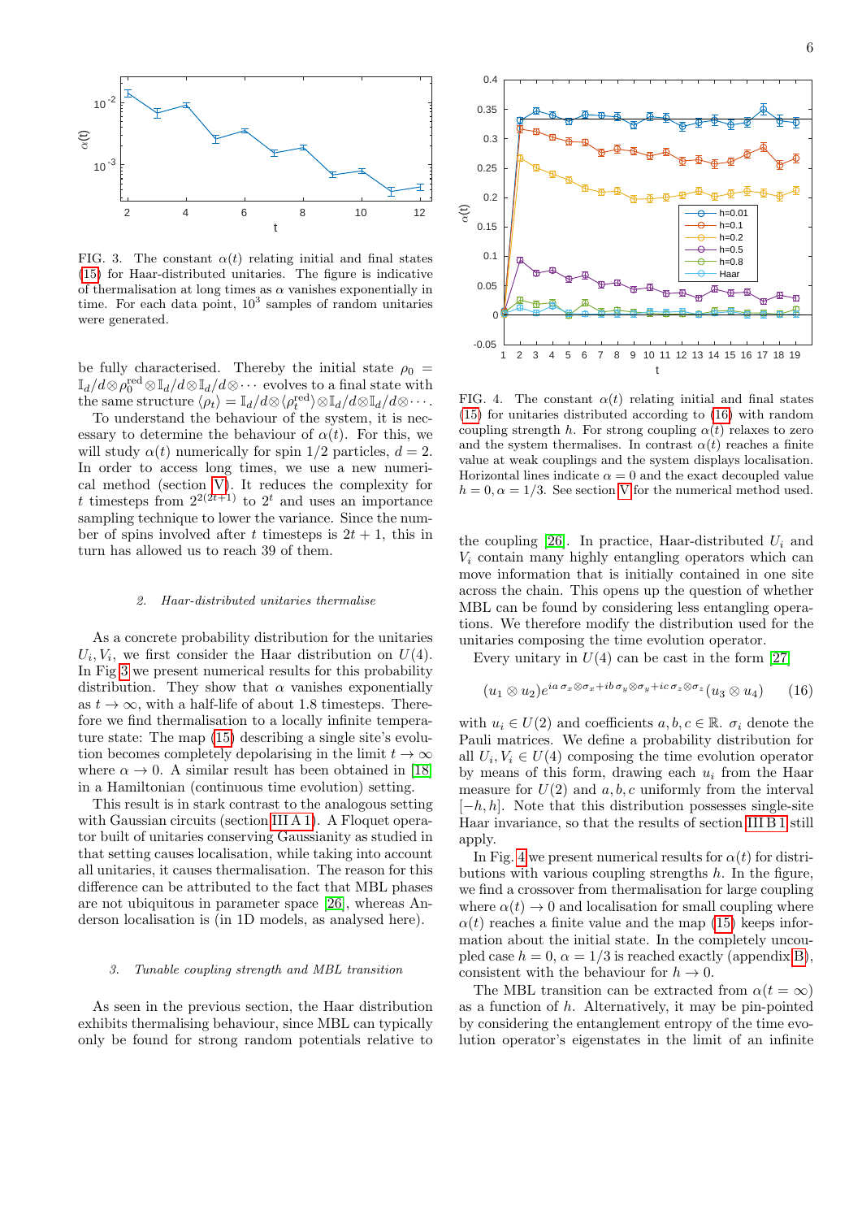FIG. 3. The constant $\alpha(t)$ relating initial and final states (15) for Haar-distributed unitaries. The figure is indicative of thermalisation at long times as $\alpha$ vanishes exponentially in time. For each data point, $10^3$ samples of random unitaries were generated.

be fully characterised. Thereby the initial state $\rho_0 = \mathbb{I}_d/d \otimes \rho_0^{\text{red}} \otimes \mathbb{I}_d/d \otimes \mathbb{I}_d/d \otimes \cdots$ evolves to a final state with the same structure $\langle \rho_t \rangle = \mathbb{I}_d/d \otimes \langle \rho_t^{\text{red}} \rangle \otimes \mathbb{I}_d/d \otimes \mathbb{I}_d/d \otimes \cdots$.

To understand the behaviour of the system, it is necessary to determine the behaviour of $\alpha(t)$. For this, we will study $\alpha(t)$ numerically for spin 1/2 particles, $d = 2$. In order to access long times, we use a new numerical method (section V). It reduces the complexity for $t$ timesteps from $2^{2(2t+1)}$ to $2^t$ and uses an importance sampling technique to lower the variance. Since the number of spins involved after $t$ timesteps is $2t+1$, this in turn has allowed us to reach 39 of them.

#### 2. *Haar-distributed unitaries thermalise*

As a concrete probability distribution for the unitaries $U_i, V_i$, we first consider the Haar distribution on $U(4)$. In Fig 3 we present numerical results for this probability distribution. They show that $\alpha$ vanishes exponentially as $t \to \infty$, with a half-life of about 1.8 timesteps. Therefore we find thermalisation to a locally infinite temperature state: The map (15) describing a single site's evolution becomes completely depolarising in the limit $t \to \infty$ where $\alpha \to 0$. A similar result has been obtained in [18] in a Hamiltonian (continuous time evolution) setting.

This result is in stark contrast to the analogous setting with Gaussian circuits (section III A 1). A Floquet operator built of unitaries conserving Gaussianity as studied in that setting causes localisation, while taking into account all unitaries, it causes thermalisation. The reason for this difference can be attributed to the fact that MBL phases are not ubiquitous in parameter space [26], whereas Anderson localisation is (in 1D models, as analysed here).

#### 3. *Tunable coupling strength and MBL transition*

As seen in the previous section, the Haar distribution exhibits thermalising behaviour, since MBL can typically only be found for strong random potentials relative to the coupling [26]. In practice, Haar-distributed $U_i$ and $V_i$ contain many highly entangling operators which can move information that is initially contained in one site across the chain. This opens up the question of whether MBL can be found by considering less entangling operations. We therefore modify the distribution used for the unitaries composing the time evolution operator.

FIG. 4. The constant $\alpha(t)$ relating initial and final states (15) for unitaries distributed according to (16) with random coupling strength $h$. For strong coupling $\alpha(t)$ relaxes to zero and the system thermalises. In contrast $\alpha(t)$ reaches a finite value at weak couplings and the system displays localisation. Horizontal lines indicate $\alpha = 0$ and the exact decoupled value $h = 0, \alpha = 1/3$. See section V for the numerical method used.

Every unitary in $U(4)$ can be cast in the form [27]

$$(u_1 \otimes u_2) e^{ia\,\sigma_x \otimes \sigma_x + ib\,\sigma_y \otimes \sigma_y + ic\,\sigma_z \otimes \sigma_z} (u_3 \otimes u_4) \qquad (16)$$

with $u_i \in U(2)$ and coefficients $a, b, c \in \mathbb{R}$. $\sigma_i$ denote the Pauli matrices. We define a probability distribution for all $U_i, V_i \in U(4)$ composing the time evolution operator by means of this form, drawing each $u_i$ from the Haar measure for $U(2)$ and $a, b, c$ uniformly from the interval $[-h, h]$. Note that this distribution possesses single-site Haar invariance, so that the results of section III B 1 still apply.

In Fig. 4 we present numerical results for $\alpha(t)$ for distributions with various coupling strengths $h$. In the figure, we find a crossover from thermalisation for large coupling where $\alpha(t) \to 0$ and localisation for small coupling where $\alpha(t)$ reaches a finite value and the map (15) keeps information about the initial state. In the completely uncoupled case $h = 0$, $\alpha = 1/3$ is reached exactly (appendix B), consistent with the behaviour for $h \to 0$.

The MBL transition can be extracted from $\alpha(t = \infty)$ as a function of $h$. Alternatively, it may be pin-pointed by considering the entanglement entropy of the time evolution operator's eigenstates in the limit of an infinite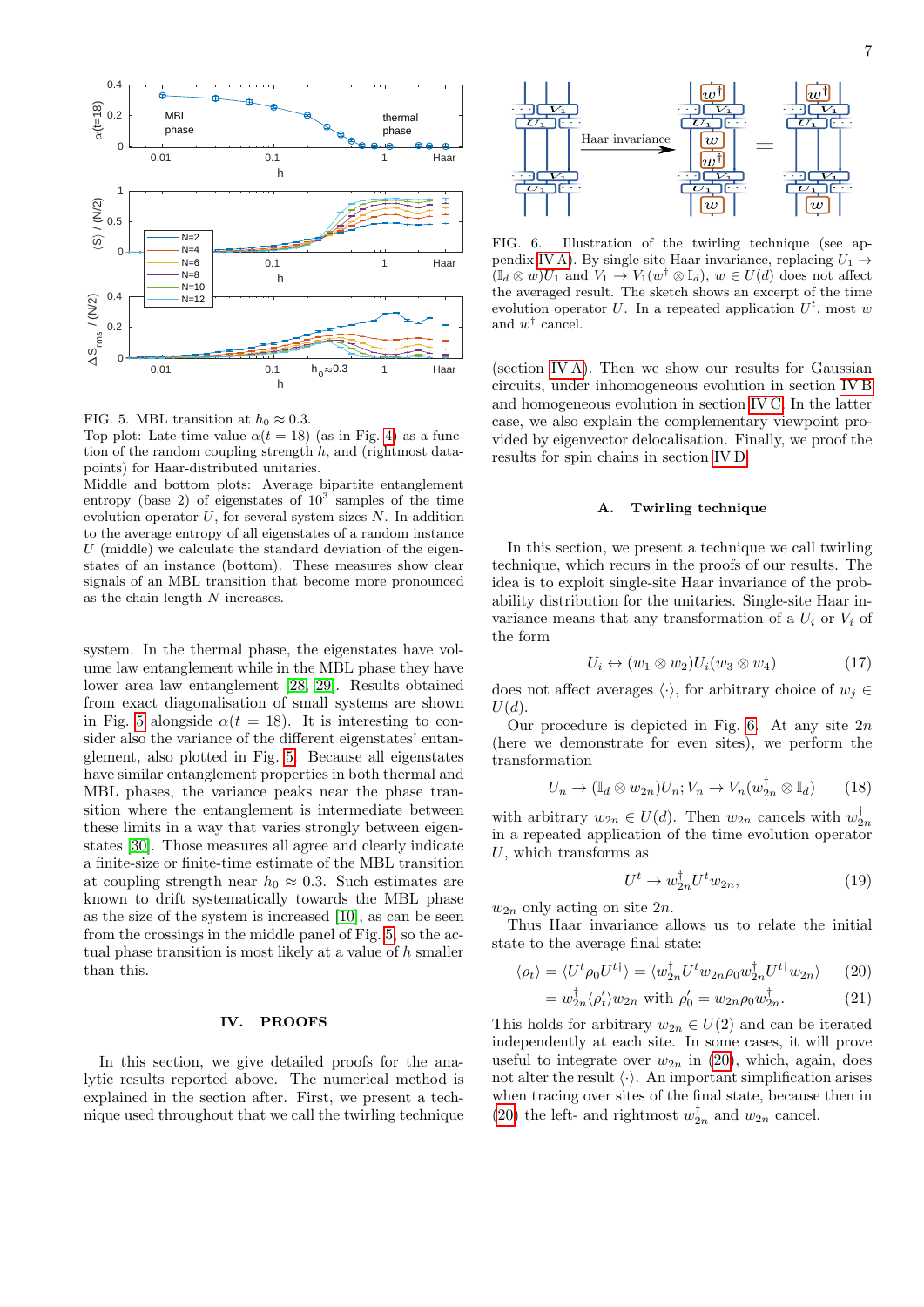FIG. 5. MBL transition at $h_0 \approx 0.3$.
Top plot: Late-time value $\alpha(t = 18)$ (as in Fig. 4) as a function of the random coupling strength $h$, and (rightmost datapoints) for Haar-distributed unitaries.
Middle and bottom plots: Average bipartite entanglement entropy (base 2) of eigenstates of $10^3$ samples of the time evolution operator $U$, for several system sizes $N$. In addition to the average entropy of all eigenstates of a random instance $U$ (middle) we calculate the standard deviation of the eigenstates of an instance (bottom). These measures show clear signals of an MBL transition that become more pronounced as the chain length $N$ increases.

system. In the thermal phase, the eigenstates have volume law entanglement while in the MBL phase they have lower area law entanglement [28, 29]. Results obtained from exact diagonalisation of small systems are shown in Fig. 5 alongside $\alpha(t = 18)$. It is interesting to consider also the variance of the different eigenstates' entanglement, also plotted in Fig. 5. Because all eigenstates have similar entanglement properties in both thermal and MBL phases, the variance peaks near the phase transition where the entanglement is intermediate between these limits in a way that varies strongly between eigenstates [30]. Those measures all agree and clearly indicate a finite-size or finite-time estimate of the MBL transition at coupling strength near $h_0 \approx 0.3$. Such estimates are known to drift systematically towards the MBL phase as the size of the system is increased [10], as can be seen from the crossings in the middle panel of Fig. 5, so the actual phase transition is most likely at a value of $h$ smaller than this.

## IV. PROOFS

In this section, we give detailed proofs for the analytic results reported above. The numerical method is explained in the section after. First, we present a technique used throughout that we call the twirling technique (section IV A). Then we show our results for Gaussian circuits, under inhomogeneous evolution in section IV B and homogeneous evolution in section IV C. In the latter case, we also explain the complementary viewpoint provided by eigenvector delocalisation. Finally, we proof the results for spin chains in section IV D.

FIG. 6. Illustration of the twirling technique (see appendix IV A). By single-site Haar invariance, replacing $U_1 \to (\mathbb{I}_d \otimes w)U_1$ and $V_1 \to V_1(w^\dagger \otimes \mathbb{I}_d)$, $w \in U(d)$ does not affect the averaged result. The sketch shows an excerpt of the time evolution operator $U$. In a repeated application $U^t$, most $w$ and $w^\dagger$ cancel.

### A. Twirling technique

In this section, we present a technique we call twirling technique, which recurs in the proofs of our results. The idea is to exploit single-site Haar invariance of the probability distribution for the unitaries. Single-site Haar invariance means that any transformation of a $U_i$ or $V_i$ of the form

$$U_i \leftrightarrow (w_1 \otimes w_2)U_i(w_3 \otimes w_4) \tag{17}$$

does not affect averages $\langle \cdot \rangle$, for arbitrary choice of $w_j \in U(d)$.

Our procedure is depicted in Fig. 6. At any site $2n$ (here we demonstrate for even sites), we perform the transformation

$$U_n \to (\mathbb{I}_d \otimes w_{2n})U_n; V_n \to V_n(w_{2n}^\dagger \otimes \mathbb{I}_d) \tag{18}$$

with arbitrary $w_{2n} \in U(d)$. Then $w_{2n}$ cancels with $w_{2n}^\dagger$ in a repeated application of the time evolution operator $U$, which transforms as

$$U^t \to w_{2n}^\dagger U^t w_{2n}, \tag{19}$$

$w_{2n}$ only acting on site $2n$.

Thus Haar invariance allows us to relate the initial state to the average final state:

$$\langle \rho_t \rangle = \langle U^t \rho_0 U^{t\dagger} \rangle = \langle w_{2n}^\dagger U^t w_{2n} \rho_0 w_{2n}^\dagger U^{t\dagger} w_{2n} \rangle \tag{20}$$

$$= w_{2n}^\dagger \langle \rho_t' \rangle w_{2n} \text{ with } \rho_0' = w_{2n} \rho_0 w_{2n}^\dagger. \tag{21}$$

This holds for arbitrary $w_{2n} \in U(2)$ and can be iterated independently at each site. In some cases, it will prove useful to integrate over $w_{2n}$ in (20), which, again, does not alter the result $\langle \cdot \rangle$. An important simplification arises when tracing over sites of the final state, because then in (20) the left- and rightmost $w_{2n}^\dagger$ and $w_{2n}$ cancel.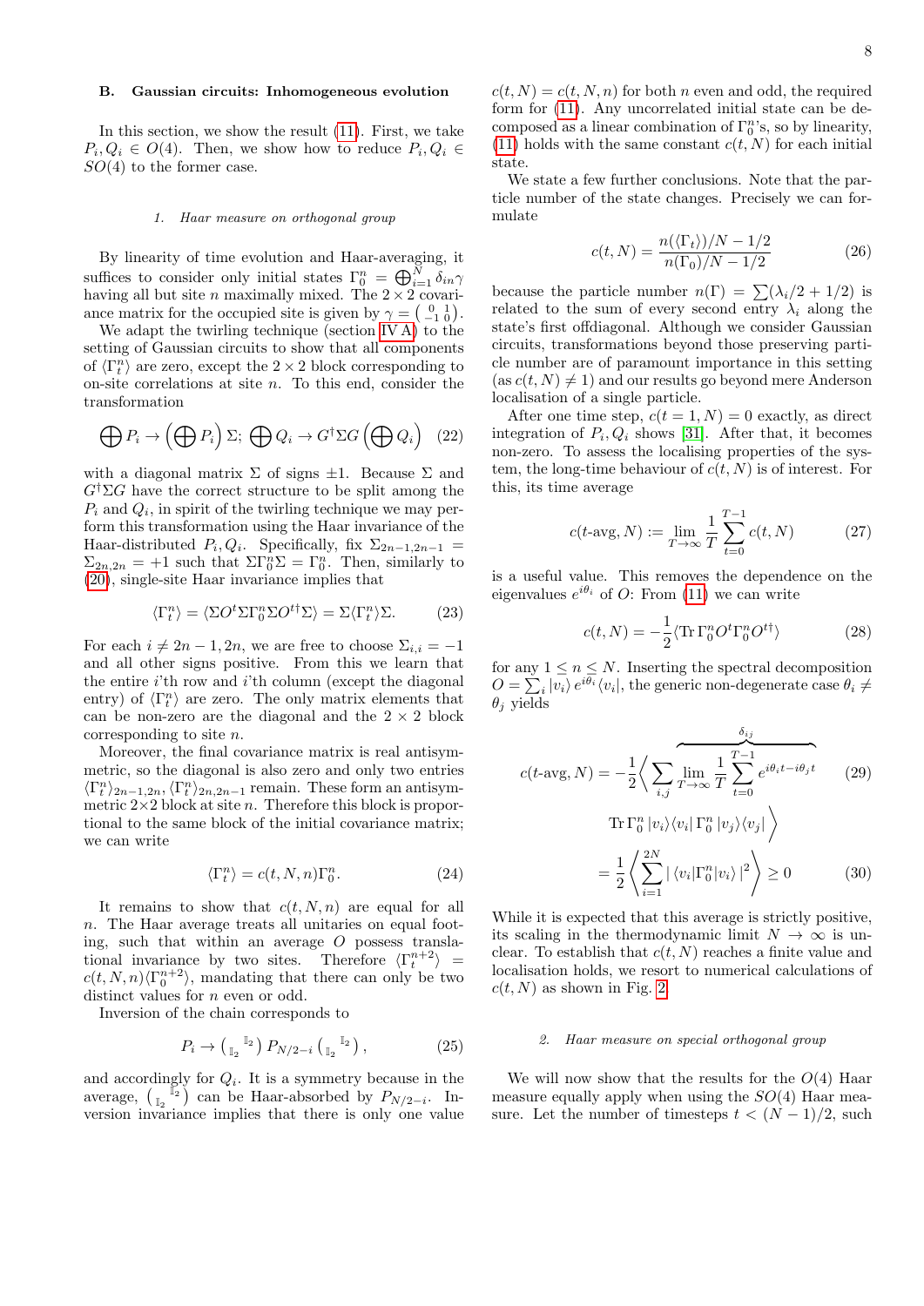### B. Gaussian circuits: Inhomogeneous evolution

In this section, we show the result (11). First, we take $P_i, Q_i \in O(4)$. Then, we show how to reduce $P_i, Q_i \in SO(4)$ to the former case.

#### 1. Haar measure on orthogonal group

By linearity of time evolution and Haar-averaging, it suffices to consider only initial states $\Gamma_0^n = \bigoplus_{i=1}^N \delta_{in}\gamma$ having all but site $n$ maximally mixed. The $2\times 2$ covariance matrix for the occupied site is given by $\gamma = \left(\begin{smallmatrix} 0 & 1 \\ -1 & 0 \end{smallmatrix}\right)$.

We adapt the twirling technique (section IV A) to the setting of Gaussian circuits to show that all components of $\langle \Gamma_t^n \rangle$ are zero, except the $2\times 2$ block corresponding to on-site correlations at site $n$. To this end, consider the transformation

$$\bigoplus P_i \to \left(\bigoplus P_i\right)\Sigma;\ \bigoplus Q_i \to G^\dagger \Sigma G \left(\bigoplus Q_i\right) \quad (22)$$

with a diagonal matrix $\Sigma$ of signs $\pm 1$. Because $\Sigma$ and $G^\dagger\Sigma G$ have the correct structure to be split among the $P_i$ and $Q_i$, in spirit of the twirling technique we may perform this transformation using the Haar invariance of the Haar-distributed $P_i, Q_i$. Specifically, fix $\Sigma_{2n-1,2n-1} = \Sigma_{2n,2n} = +1$ such that $\Sigma\Gamma_0^n\Sigma = \Gamma_0^n$. Then, similarly to (20), single-site Haar invariance implies that

$$\langle \Gamma_t^n \rangle = \langle \Sigma O^t \Sigma \Gamma_0^n \Sigma O^{t\dagger} \Sigma \rangle = \Sigma \langle \Gamma_t^n \rangle \Sigma. \quad (23)$$

For each $i \neq 2n-1, 2n$, we are free to choose $\Sigma_{i,i} = -1$ and all other signs positive. From this we learn that the entire $i$'th row and $i$'th column (except the diagonal entry) of $\langle \Gamma_t^n \rangle$ are zero. The only matrix elements that can be non-zero are the diagonal and the $2\times 2$ block corresponding to site $n$.

Moreover, the final covariance matrix is real antisymmetric, so the diagonal is also zero and only two entries $\langle \Gamma_t^n \rangle_{2n-1,2n}$, $\langle \Gamma_t^n \rangle_{2n,2n-1}$ remain. These form an antisymmetric $2\times 2$ block at site $n$. Therefore this block is proportional to the same block of the initial covariance matrix; we can write

$$\langle \Gamma_t^n \rangle = c(t,N,n)\Gamma_0^n. \quad (24)$$

It remains to show that $c(t,N,n)$ are equal for all $n$. The Haar average treats all unitaries on equal footing, such that within an average $O$ possess translational invariance by two sites. Therefore $\langle \Gamma_t^{n+2} \rangle = c(t,N,n)\langle \Gamma_0^{n+2} \rangle$, mandating that there can only be two distinct values for $n$ even or odd.

Inversion of the chain corresponds to

$$P_i \to \left(\begin{smallmatrix} & \mathbb{I}_2 \\ \mathbb{I}_2 & \end{smallmatrix}\right) P_{N/2-i} \left(\begin{smallmatrix} & \mathbb{I}_2 \\ \mathbb{I}_2 & \end{smallmatrix}\right), \quad (25)$$

and accordingly for $Q_i$. It is a symmetry because in the average, $\left(\begin{smallmatrix} & \mathbb{I}_2 \\ \mathbb{I}_2 & \end{smallmatrix}\right)$ can be Haar-absorbed by $P_{N/2-i}$. Inversion invariance implies that there is only one value $c(t,N) = c(t,N,n)$ for both $n$ even and odd, the required form for (11). Any uncorrelated initial state can be decomposed as a linear combination of $\Gamma_0^n$'s, so by linearity, (11) holds with the same constant $c(t,N)$ for each initial state.

We state a few further conclusions. Note that the particle number of the state changes. Precisely we can formulate

$$c(t,N) = \frac{n(\langle \Gamma_t \rangle)/N - 1/2}{n(\Gamma_0)/N - 1/2} \quad (26)$$

because the particle number $n(\Gamma) = \sum(\lambda_i/2 + 1/2)$ is related to the sum of every second entry $\lambda_i$ along the state's first offdiagonal. Although we consider Gaussian circuits, transformations beyond those preserving particle number are of paramount importance in this setting (as $c(t,N) \neq 1$) and our results go beyond mere Anderson localisation of a single particle.

After one time step, $c(t=1,N) = 0$ exactly, as direct integration of $P_i, Q_i$ shows [31]. After that, it becomes non-zero. To assess the localising properties of the system, the long-time behaviour of $c(t,N)$ is of interest. For this, its time average

$$c(t\text{-avg}, N) := \lim_{T\to\infty} \frac{1}{T} \sum_{t=0}^{T-1} c(t,N) \quad (27)$$

is a useful value. This removes the dependence on the eigenvalues $e^{i\theta_i}$ of $O$: From (11) we can write

$$c(t,N) = -\frac{1}{2}\langle \operatorname{Tr} \Gamma_0^n O^t \Gamma_0^n O^{t\dagger} \rangle \quad (28)$$

for any $1 \le n \le N$. Inserting the spectral decomposition $O = \sum_i |v_i\rangle e^{i\theta_i} \langle v_i|$, the generic non-degenerate case $\theta_i \neq \theta_j$ yields

$$\begin{aligned} c(t\text{-avg}, N) = -\frac{1}{2}\Bigg\langle \sum_{i,j} \overbrace{\lim_{T\to\infty}\frac{1}{T}\sum_{t=0}^{T-1} e^{i\theta_i t - i\theta_j t}}^{\delta_{ij}} \quad (29) \\ \operatorname{Tr} \Gamma_0^n |v_i\rangle\langle v_i| \, \Gamma_0^n \, |v_j\rangle\langle v_j| \Bigg\rangle \\ = \frac{1}{2}\left\langle \sum_{i=1}^{2N} |\langle v_i|\Gamma_0^n|v_i\rangle|^2 \right\rangle \ge 0 \quad (30) \end{aligned}$$

While it is expected that this average is strictly positive, its scaling in the thermodynamic limit $N\to\infty$ is unclear. To establish that $c(t,N)$ reaches a finite value and localisation holds, we resort to numerical calculations of $c(t,N)$ as shown in Fig. 2.

#### 2. Haar measure on special orthogonal group

We will now show that the results for the $O(4)$ Haar measure equally apply when using the $SO(4)$ Haar measure. Let the number of timesteps $t < (N-1)/2$, such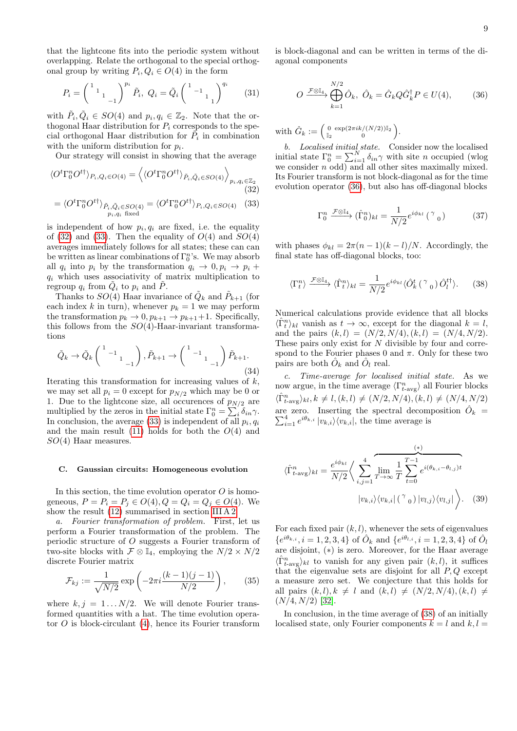that the lightcone fits into the periodic system without overlapping. Relate the orthogonal to the special orthogonal group by writing $P_i, Q_i \in O(4)$ in the form

$$P_i = \begin{pmatrix} 1 & & & \\ & 1 & & \\ & & 1 & \\ & & & -1 \end{pmatrix}^{p_i} \tilde{P}_i,\ Q_i = \tilde{Q}_i \begin{pmatrix} 1 & & & \\ & -1 & & \\ & & 1 & \\ & & & 1 \end{pmatrix}^{q_i} \tag{31}$$

with $\tilde{P}_i, \tilde{Q}_i \in SO(4)$ and $p_i, q_i \in \mathbb{Z}_2$. Note that the orthogonal Haar distribution for $P_i$ corresponds to the special orthogonal Haar distribution for $\tilde{P}_i$ in combination with the uniform distribution for $p_i$.

Our strategy will consist in showing that the average

$$\langle O^t \Gamma_0^n O^{t\dagger} \rangle_{P_i,Q_i \in O(4)} = \left\langle \langle O^t \Gamma_0^n O^{t\dagger} \rangle_{\tilde{P}_i,\tilde{Q}_i \in SO(4)} \right\rangle_{p_i,q_i \in \mathbb{Z}_2} \tag{32}$$

$$= \langle O^t \Gamma_0^n O^{t\dagger} \rangle_{\substack{\tilde{P}_i,\tilde{Q}_i \in SO(4) \\ p_i,q_i \text{ fixed}}} = \langle O^t \Gamma_0^n O^{t\dagger} \rangle_{P_i,Q_i \in SO(4)} \tag{33}$$

is independent of how $p_i, q_i$ are fixed, i.e. the equality of (32) and (33). Then the equality of $O(4)$ and $SO(4)$ averages immediately follows for all states; these can can be written as linear combinations of $\Gamma_0^n$'s. We may absorb all $q_i$ into $p_i$ by the transformation $q_i \to 0, p_i \to p_i + q_i$ which uses associativity of matrix multiplication to regroup $q_i$ from $\tilde{Q}_i$ to $p_i$ and $\tilde{P}$.

Thanks to $SO(4)$ Haar invariance of $\tilde{Q}_k$ and $\tilde{P}_{k+1}$ (for each index $k$ in turn), whenever $p_k = 1$ we may perform the transformation $p_k \to 0, p_{k+1} \to p_{k+1}+1$. Specifically, this follows from the $SO(4)$-Haar-invariant transformations

$$\tilde{Q}_k \to \tilde{Q}_k \begin{pmatrix} 1 & & & \\ & -1 & & \\ & & 1 & \\ & & & -1 \end{pmatrix}, \tilde{P}_{k+1} \to \begin{pmatrix} 1 & & & \\ & -1 & & \\ & & 1 & \\ & & & -1 \end{pmatrix} \tilde{P}_{k+1}. \tag{34}$$

Iterating this transformation for increasing values of $k$, we may set all $p_i = 0$ except for $p_{N/2}$ which may be 0 or 1. Due to the lightcone size, all occurences of $p_{N/2}$ are multiplied by the zeros in the initial state $\Gamma_0^n = \sum_i \delta_{in}\gamma$. In conclusion, the average (33) is independent of all $p_i, q_i$ and the main result (11) holds for both the $O(4)$ and $SO(4)$ Haar measures.

### C. Gaussian circuits: Homogeneous evolution

In this section, the time evolution operator $O$ is homogeneous, $P = P_i = P_j \in O(4), Q = Q_i = Q_j \in O(4)$. We show the result (12) summarised in section III A 2.

*a. Fourier transformation of problem.* First, let us perform a Fourier transformation of the problem. The periodic structure of $O$ suggests a Fourier transform of two-site blocks with $\mathcal{F} \otimes \mathbb{I}_4$, employing the $N/2 \times N/2$ discrete Fourier matrix

$$\mathcal{F}_{kj} := \frac{1}{\sqrt{N/2}} \exp\left(-2\pi i \frac{(k-1)(j-1)}{N/2}\right), \tag{35}$$

where $k, j = 1 \ldots N/2$. We will denote Fourier transformed quantities with a hat. The time evolution operator $O$ is block-circulant (4), hence its Fourier transform is block-diagonal and can be written in terms of the diagonal components

$$O \xrightarrow{\mathcal{F}\otimes\mathbb{I}_4} \bigoplus_{k=1}^{N/2} \hat{O}_k,\ \hat{O}_k = \hat{G}_k Q \hat{G}_k^\dagger P \in U(4), \tag{36}$$

with $\hat{G}_k := \begin{pmatrix} 0 & \exp(2\pi i k/(N/2))\mathbb{I}_2 \\ \mathbb{I}_2 & 0 \end{pmatrix}$.

*b. Localised initial state.* Consider now the localised initial state $\Gamma_0^n = \sum_{i=1}^N \delta_{in}\gamma$ with site $n$ occupied (wlog we consider $n$ odd) and all other sites maximally mixed. Its Fourier transform is not block-diagonal as for the time evolution operator (36), but also has off-diagonal blocks

$$\Gamma_0^n \xrightarrow{\mathcal{F}\otimes\mathbb{I}_4} (\hat{\Gamma}_0^n)_{kl} = \frac{1}{N/2} e^{i\phi_{kl}} \begin{pmatrix} \gamma & \\ & 0 \end{pmatrix} \tag{37}$$

with phases $\phi_{kl} = 2\pi(n-1)(k-l)/N$. Accordingly, the final state has off-diagonal blocks, too:

$$\langle \Gamma_t^n \rangle \xrightarrow{\mathcal{F}\otimes\mathbb{I}_4} \langle \hat{\Gamma}_t^n \rangle_{kl} = \frac{1}{N/2} e^{i\phi_{kl}} \langle \hat{O}_k^t \begin{pmatrix} \gamma & \\ & 0 \end{pmatrix} \hat{O}_l^{t\dagger} \rangle. \tag{38}$$

Numerical calculations provide evidence that all blocks $\langle \hat{\Gamma}_t^n \rangle_{kl}$ vanish as $t \to \infty$, except for the diagonal $k = l$, and the pairs $(k,l) = (N/2, N/4), (k,l) = (N/4, N/2)$. These pairs only exist for $N$ divisible by four and correspond to the Fourier phases 0 and $\pi$. Only for these two pairs are both $\hat{O}_k$ and $\hat{O}_l$ real.

*c. Time-average for localised initial state.* As we now argue, in the time average $\langle \Gamma_{t\text{-avg}}^n \rangle$ all Fourier blocks $\langle \hat{\Gamma}_{t\text{-avg}}^n \rangle_{kl}, k \neq l, (k,l) \neq (N/2, N/4), (k,l) \neq (N/4, N/2)$ are zero. Inserting the spectral decomposition $\hat{O}_k = \sum_{i=1}^4 e^{i\theta_{k,i}} |v_{k,i}\rangle\langle v_{k,i}|$, the time average is

$$\langle \hat{\Gamma}_{t\text{-avg}}^n \rangle_{kl} = \frac{e^{i\phi_{kl}}}{N/2} \Big\langle \sum_{i,j=1}^4 \overbrace{\lim_{T\to\infty} \frac{1}{T} \sum_{t=0}^{T-1} e^{i(\theta_{k,i} - \theta_{l,j})t}}^{(*)} |v_{k,i}\rangle\langle v_{k,i}| \begin{pmatrix} \gamma & \\ & 0 \end{pmatrix} |v_{l,j}\rangle\langle v_{l,j}| \Big\rangle. \tag{39}$$

For each fixed pair $(k,l)$, whenever the sets of eigenvalues $\{e^{i\theta_{k,i}}, i = 1,2,3,4\}$ of $\hat{O}_k$ and $\{e^{i\theta_{l,i}}, i = 1,2,3,4\}$ of $\hat{O}_l$ are disjoint, $(*)$ is zero. Moreover, for the Haar average $\langle \hat{\Gamma}_{t\text{-avg}}^n \rangle_{kl}$ to vanish for any given pair $(k,l)$, it suffices that the eigenvalue sets are disjoint for all $P, Q$ except a measure zero set. We conjecture that this holds for all pairs $(k,l), k \neq l$ and $(k,l) \neq (N/2, N/4), (k,l) \neq (N/4, N/2)$ [32].

In conclusion, in the time average of (38) of an initially localised state, only Fourier components $k = l$ and $k, l =$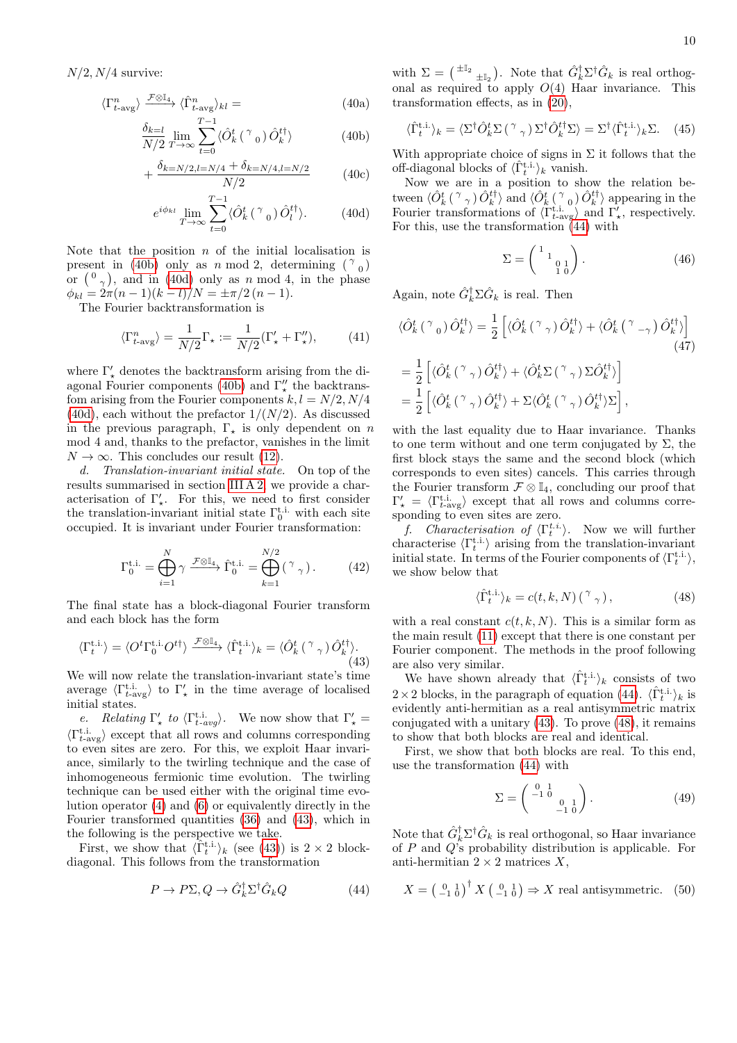$N/2, N/4$ survive:

$$\langle \Gamma^n_{t\text{-avg}} \rangle \xrightarrow{\mathcal{F}\otimes\mathbb{I}_4} \langle \hat{\Gamma}^n_{t\text{-avg}} \rangle_{kl} = \tag{40a}$$

$$\frac{\delta_{k=l}}{N/2} \lim_{T\to\infty} \sum_{t=0}^{T-1} \langle \hat{O}^t_k \left( \begin{smallmatrix} \gamma & \\ & 0 \end{smallmatrix} \right) \hat{O}^{t\dagger}_k \rangle \tag{40b}$$

$$+ \frac{\delta_{k=N/2, l=N/4} + \delta_{k=N/4, l=N/2}}{N/2} \tag{40c}$$

$$e^{i\phi_{kl}} \lim_{T\to\infty} \sum_{t=0}^{T-1} \langle \hat{O}^t_k \left( \begin{smallmatrix} \gamma & \\ & 0 \end{smallmatrix} \right) \hat{O}^{t\dagger}_l \rangle. \tag{40d}$$

Note that the position $n$ of the initial localisation is present in (40b) only as $n \bmod 2$, determining $\left( \begin{smallmatrix} \gamma & \\ & 0 \end{smallmatrix} \right)$ or $\left( \begin{smallmatrix} 0 & \\ & \gamma \end{smallmatrix} \right)$, and in (40d) only as $n \bmod 4$, in the phase $\phi_{kl} = 2\pi(n-1)(k-l)/N = \pm\pi/2\,(n-1)$.

The Fourier backtransformation is

$$\langle \Gamma^n_{t\text{-avg}} \rangle = \frac{1}{N/2} \Gamma_\star := \frac{1}{N/2}(\Gamma'_\star + \Gamma''_\star), \tag{41}$$

where $\Gamma'_\star$ denotes the backtransform arising from the diagonal Fourier components (40b) and $\Gamma''_\star$ the backtransfom arising from the Fourier components $k, l = N/2, N/4$ (40d), each without the prefactor $1/(N/2)$. As discussed in the previous paragraph, $\Gamma_\star$ is only dependent on $n \bmod 4$ and, thanks to the prefactor, vanishes in the limit $N \to \infty$. This concludes our result (12).

*d. Translation-invariant initial state.* On top of the results summarised in section III A 2, we provide a characterisation of $\Gamma'_\star$. For this, we need to first consider the translation-invariant initial state $\Gamma^{\text{t.i.}}_0$ with each site occupied. It is invariant under Fourier transformation:

$$\Gamma^{\text{t.i.}}_0 = \bigoplus_{i=1}^{N} \gamma \xrightarrow{\mathcal{F}\otimes\mathbb{I}_4} \hat{\Gamma}^{\text{t.i.}}_0 = \bigoplus_{k=1}^{N/2} \left( \begin{smallmatrix} \gamma & \\ & \gamma \end{smallmatrix} \right). \tag{42}$$

The final state has a block-diagonal Fourier transform and each block has the form

$$\langle \Gamma^{\text{t.i.}}_t \rangle = \langle O^t \Gamma^{\text{t.i.}}_0 O^{t\dagger} \rangle \xrightarrow{\mathcal{F}\otimes\mathbb{I}_4} \langle \hat{\Gamma}^{\text{t.i.}}_t \rangle_k = \langle \hat{O}^t_k \left( \begin{smallmatrix} \gamma & \\ & \gamma \end{smallmatrix} \right) \hat{O}^{t\dagger}_k \rangle. \tag{43}$$

We will now relate the translation-invariant state's time average $\langle \Gamma^{\text{t.i.}}_{t\text{-avg}} \rangle$ to $\Gamma'_\star$ in the time average of localised initial states.

*e. Relating $\Gamma'_\star$ to $\langle \Gamma^{\text{t.i.}}_{t\text{-avg}} \rangle$.* We now show that $\Gamma'_\star = \langle \Gamma^{\text{t.i.}}_{t\text{-avg}} \rangle$ except that all rows and columns corresponding to even sites are zero. For this, we exploit Haar invariance, similarly to the twirling technique and the case of inhomogeneous fermionic time evolution. The twirling technique can be used either with the original time evolution operator (4) and (6) or equivalently directly in the Fourier transformed quantities (36) and (43), which in the following is the perspective we take.

First, we show that $\langle \hat{\Gamma}^{\text{t.i.}}_t \rangle_k$ (see (43)) is $2 \times 2$ block-diagonal. This follows from the transformation

$$P \to P\Sigma, Q \to \hat{G}^\dagger_k \Sigma^\dagger \hat{G}_k Q \tag{44}$$

with $\Sigma = \left( \begin{smallmatrix} \pm\mathbb{I}_2 & \\ & \pm\mathbb{I}_2 \end{smallmatrix} \right)$. Note that $\hat{G}^\dagger_k \Sigma^\dagger \hat{G}_k$ is real orthogonal as required to apply $O(4)$ Haar invariance. This transformation effects, as in (20),

$$\langle \hat{\Gamma}^{\text{t.i.}}_t \rangle_k = \langle \Sigma^\dagger \hat{O}^t_k \Sigma \left( \begin{smallmatrix} \gamma & \\ & \gamma \end{smallmatrix} \right) \Sigma^\dagger \hat{O}^{t\dagger}_k \Sigma \rangle = \Sigma^\dagger \langle \hat{\Gamma}^{\text{t.i.}}_t \rangle_k \Sigma. \tag{45}$$

With appropriate choice of signs in $\Sigma$ it follows that the off-diagonal blocks of $\langle \hat{\Gamma}^{\text{t.i.}}_t \rangle_k$ vanish.

Now we are in a position to show the relation between $\langle \hat{O}^t_k \left( \begin{smallmatrix} \gamma & \\ & \gamma \end{smallmatrix} \right) \hat{O}^{t\dagger}_k \rangle$ and $\langle \hat{O}^t_k \left( \begin{smallmatrix} \gamma & \\ & 0 \end{smallmatrix} \right) \hat{O}^{t\dagger}_k \rangle$ appearing in the Fourier transformations of $\langle \Gamma^{\text{t.i.}}_{t\text{-avg}} \rangle$ and $\Gamma'_\star$, respectively. For this, use the transformation (44) with

$$\Sigma = \begin{pmatrix} 1 & & & \\ & 1 & & \\ & & 0 & 1 \\ & & 1 & 0 \end{pmatrix}. \tag{46}$$

Again, note $\hat{G}^\dagger_k \Sigma \hat{G}_k$ is real. Then

$$\langle \hat{O}^t_k \left( \begin{smallmatrix} \gamma & \\ & 0 \end{smallmatrix} \right) \hat{O}^{t\dagger}_k \rangle = \frac{1}{2} \left[ \langle \hat{O}^t_k \left( \begin{smallmatrix} \gamma & \\ & \gamma \end{smallmatrix} \right) \hat{O}^{t\dagger}_k \rangle + \langle \hat{O}^t_k \left( \begin{smallmatrix} \gamma & \\ & -\gamma \end{smallmatrix} \right) \hat{O}^{t\dagger}_k \rangle \right] \tag{47}$$

$$= \frac{1}{2} \left[ \langle \hat{O}^t_k \left( \begin{smallmatrix} \gamma & \\ & \gamma \end{smallmatrix} \right) \hat{O}^{t\dagger}_k \rangle + \langle \hat{O}^t_k \Sigma \left( \begin{smallmatrix} \gamma & \\ & \gamma \end{smallmatrix} \right) \Sigma \hat{O}^{t\dagger}_k \rangle \right]$$

$$= \frac{1}{2} \left[ \langle \hat{O}^t_k \left( \begin{smallmatrix} \gamma & \\ & \gamma \end{smallmatrix} \right) \hat{O}^{t\dagger}_k \rangle + \Sigma \langle \hat{O}^t_k \left( \begin{smallmatrix} \gamma & \\ & \gamma \end{smallmatrix} \right) \hat{O}^{t\dagger}_k \rangle \Sigma \right],$$

with the last equality due to Haar invariance. Thanks to one term without and one term conjugated by $\Sigma$, the first block stays the same and the second block (which corresponds to even sites) cancels. This carries through the Fourier transform $\mathcal{F} \otimes \mathbb{I}_4$, concluding our proof that $\Gamma'_\star = \langle \Gamma^{\text{t.i.}}_{t\text{-avg}} \rangle$ except that all rows and columns corresponding to even sites are zero.

*f. Characterisation of $\langle \Gamma^{\text{t.i.}}_t \rangle$.* Now we will further characterise $\langle \Gamma^{\text{t.i.}}_t \rangle$ arising from the translation-invariant initial state. In terms of the Fourier components of $\langle \Gamma^{\text{t.i.}}_t \rangle$, we show below that

$$\langle \hat{\Gamma}^{\text{t.i.}}_t \rangle_k = c(t, k, N) \left( \begin{smallmatrix} \gamma & \\ & \gamma \end{smallmatrix} \right), \tag{48}$$

with a real constant $c(t, k, N)$. This is a similar form as the main result (11) except that there is one constant per Fourier component. The methods in the proof following are also very similar.

We have shown already that $\langle \hat{\Gamma}^{\text{t.i.}}_t \rangle_k$ consists of two $2 \times 2$ blocks, in the paragraph of equation (44). $\langle \hat{\Gamma}^{\text{t.i.}}_t \rangle_k$ is evidently anti-hermitian as a real antisymmetric matrix conjugated with a unitary (43). To prove (48), it remains to show that both blocks are real and identical.

First, we show that both blocks are real. To this end, use the transformation (44) with

$$\Sigma = \begin{pmatrix} 0 & 1 & & \\ -1 & 0 & & \\ & & 0 & 1 \\ & & -1 & 0 \end{pmatrix}. \tag{49}$$

Note that $\hat{G}^\dagger_k \Sigma^\dagger \hat{G}_k$ is real orthogonal, so Haar invariance of $P$ and $Q$'s probability distribution is applicable. For anti-hermitian $2 \times 2$ matrices $X$,

$$X = \left( \begin{smallmatrix} 0 & 1 \\ -1 & 0 \end{smallmatrix} \right)^\dagger X \left( \begin{smallmatrix} 0 & 1 \\ -1 & 0 \end{smallmatrix} \right) \Rightarrow X \text{ real antisymmetric}. \tag{50}$$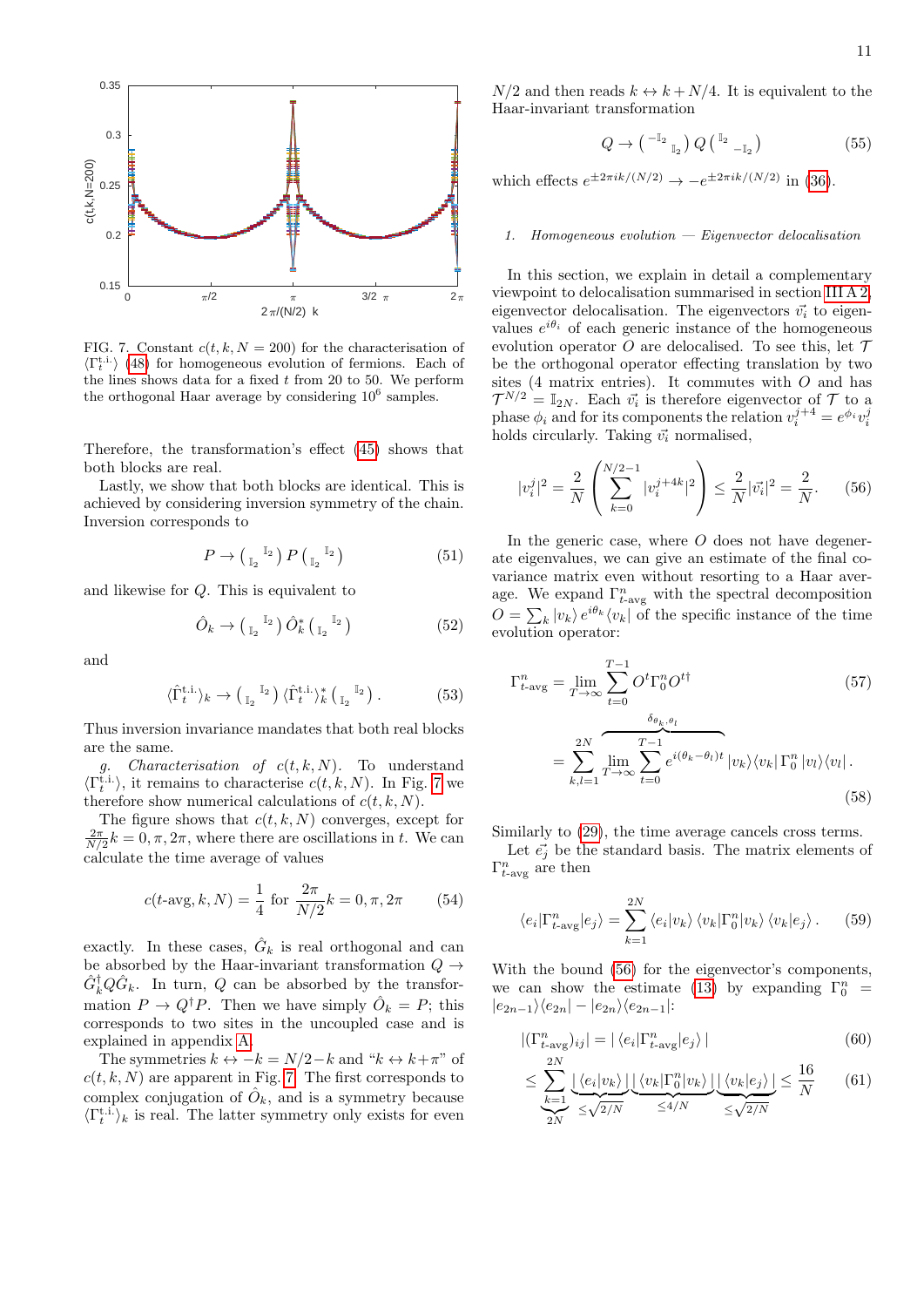FIG. 7. Constant $c(t,k,N=200)$ for the characterisation of $\langle\Gamma_t^{\text{t.i.}}\rangle$ (48) for homogeneous evolution of fermions. Each of the lines shows data for a fixed $t$ from 20 to 50. We perform the orthogonal Haar average by considering $10^6$ samples.

Therefore, the transformation's effect (45) shows that both blocks are real.

Lastly, we show that both blocks are identical. This is achieved by considering inversion symmetry of the chain. Inversion corresponds to

$$P \to \begin{pmatrix} & \mathbb{I}_2 \\ \mathbb{I}_2 & \end{pmatrix} P \begin{pmatrix} & \mathbb{I}_2 \\ \mathbb{I}_2 & \end{pmatrix} \tag{51}$$

and likewise for $Q$. This is equivalent to

$$\hat{O}_k \to \begin{pmatrix} & \mathbb{I}_2 \\ \mathbb{I}_2 & \end{pmatrix} \hat{O}_k^* \begin{pmatrix} & \mathbb{I}_2 \\ \mathbb{I}_2 & \end{pmatrix} \tag{52}$$

and

$$\langle\hat{\Gamma}_t^{\text{t.i.}}\rangle_k \to \begin{pmatrix} & \mathbb{I}_2 \\ \mathbb{I}_2 & \end{pmatrix} \langle\hat{\Gamma}_t^{\text{t.i.}}\rangle_k^* \begin{pmatrix} & \mathbb{I}_2 \\ \mathbb{I}_2 & \end{pmatrix}. \tag{53}$$

Thus inversion invariance mandates that both real blocks are the same.

*g. Characterisation of $c(t,k,N)$.* To understand $\langle\Gamma_t^{\text{t.i.}}\rangle$, it remains to characterise $c(t,k,N)$. In Fig. 7 we therefore show numerical calculations of $c(t,k,N)$.

The figure shows that $c(t,k,N)$ converges, except for $\frac{2\pi}{N/2}k = 0, \pi, 2\pi$, where there are oscillations in $t$. We can calculate the time average of values

$$c(t\text{-avg}, k, N) = \frac{1}{4} \text{ for } \frac{2\pi}{N/2}k = 0, \pi, 2\pi \tag{54}$$

exactly. In these cases, $\hat{G}_k$ is real orthogonal and can be absorbed by the Haar-invariant transformation $Q \to \hat{G}_k^\dagger Q \hat{G}_k$. In turn, $Q$ can be absorbed by the transformation $P \to Q^\dagger P$. Then we have simply $\hat{O}_k = P$; this corresponds to two sites in the uncoupled case and is explained in appendix A.

The symmetries $k \leftrightarrow -k = N/2 - k$ and "$k \leftrightarrow k + \pi$" of $c(t,k,N)$ are apparent in Fig. 7. The first corresponds to complex conjugation of $\hat{O}_k$, and is a symmetry because $\langle\hat{\Gamma}_t^{\text{t.i.}}\rangle_k$ is real. The latter symmetry only exists for even $N/2$ and then reads $k \leftrightarrow k + N/4$. It is equivalent to the Haar-invariant transformation

$$Q \to \begin{pmatrix} -\mathbb{I}_2 & \\ & \mathbb{I}_2 \end{pmatrix} Q \begin{pmatrix} \mathbb{I}_2 & \\ & -\mathbb{I}_2 \end{pmatrix} \tag{55}$$

which effects $e^{\pm 2\pi i k/(N/2)} \to -e^{\pm 2\pi i k/(N/2)}$ in (36).

### 1. *Homogeneous evolution — Eigenvector delocalisation*

In this section, we explain in detail a complementary viewpoint to delocalisation summarised in section III A 2, eigenvector delocalisation. The eigenvectors $\vec{v}_i$ to eigenvalues $e^{i\theta_i}$ of each generic instance of the homogeneous evolution operator $O$ are delocalised. To see this, let $\mathcal{T}$ be the orthogonal operator effecting translation by two sites (4 matrix entries). It commutes with $O$ and has $\mathcal{T}^{N/2} = \mathbb{I}_{2N}$. Each $\vec{v}_i$ is therefore eigenvector of $\mathcal{T}$ to a phase $\phi_i$ and for its components the relation $v_i^{j+4} = e^{\phi_i} v_i^j$ holds circularly. Taking $\vec{v}_i$ normalised,

$$|v_i^j|^2 = \frac{2}{N}\left(\sum_{k=0}^{N/2-1} |v_i^{j+4k}|^2\right) \leq \frac{2}{N}|\vec{v}_i|^2 = \frac{2}{N}. \tag{56}$$

In the generic case, where $O$ does not have degenerate eigenvalues, we can give an estimate of the final covariance matrix even without resorting to a Haar average. We expand $\Gamma^n_{t\text{-avg}}$ with the spectral decomposition $O = \sum_k |v_k\rangle\, e^{i\theta_k} \langle v_k|$ of the specific instance of the time evolution operator:

$$\Gamma^n_{t\text{-avg}} = \lim_{T\to\infty} \sum_{t=0}^{T-1} O^t \Gamma_0^n O^{t\dagger} \tag{57}$$

$$= \sum_{k,l=1}^{2N} \overbrace{\lim_{T\to\infty} \sum_{t=0}^{T-1} e^{i(\theta_k - \theta_l)t}}^{\delta_{\theta_k,\theta_l}} |v_k\rangle\langle v_k|\, \Gamma_0^n \,|v_l\rangle\langle v_l|. \tag{58}$$

Similarly to (29), the time average cancels cross terms.

Let $\vec{e_j}$ be the standard basis. The matrix elements of $\Gamma^n_{t\text{-avg}}$ are then

$$\langle e_i|\Gamma^n_{t\text{-avg}}|e_j\rangle = \sum_{k=1}^{2N} \langle e_i|v_k\rangle \langle v_k|\Gamma_0^n|v_k\rangle \langle v_k|e_j\rangle. \tag{59}$$

With the bound (56) for the eigenvector's components, we can show the estimate (13) by expanding $\Gamma_0^n = |e_{2n-1}\rangle\langle e_{2n}| - |e_{2n}\rangle\langle e_{2n-1}|$:

$$|(\Gamma^n_{t\text{-avg}})_{ij}| = |\langle e_i|\Gamma^n_{t\text{-avg}}|e_j\rangle| \tag{60}$$

$$\leq \underbrace{\sum_{k=1}^{2N}}_{2N} \underbrace{|\langle e_i|v_k\rangle|}_{\leq\sqrt{2/N}} \underbrace{|\langle v_k|\Gamma_0^n|v_k\rangle|}_{\leq 4/N} \underbrace{|\langle v_k|e_j\rangle|}_{\leq\sqrt{2/N}} \leq \frac{16}{N} \tag{61}$$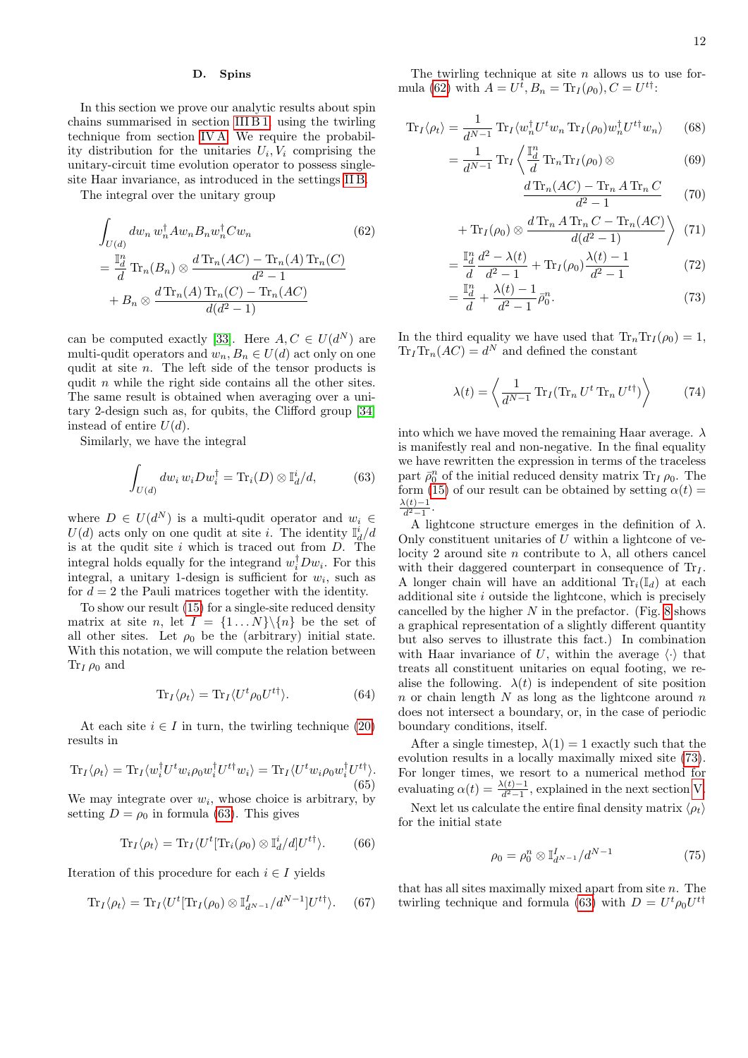### D. Spins

In this section we prove our analytic results about spin chains summarised in section III B 1, using the twirling technique from section IV A. We require the probability distribution for the unitaries $U_i, V_i$ comprising the unitary-circuit time evolution operator to possess single-site Haar invariance, as introduced in the settings II B.

The integral over the unitary group

$$
\begin{aligned}
&\int_{U(d)} dw_n\, w_n^\dagger A w_n B_n w_n^\dagger C w_n \\
&= \frac{\mathbb{I}_d^n}{d} \operatorname{Tr}_n(B_n) \otimes \frac{d \operatorname{Tr}_n(AC) - \operatorname{Tr}_n(A) \operatorname{Tr}_n(C)}{d^2-1} \\
&\quad + B_n \otimes \frac{d \operatorname{Tr}_n(A) \operatorname{Tr}_n(C) - \operatorname{Tr}_n(AC)}{d(d^2-1)}
\end{aligned} \tag{62}
$$

can be computed exactly [33]. Here $A, C \in U(d^N)$ are multi-qudit operators and $w_n, B_n \in U(d)$ act only on one qudit at site $n$. The left side of the tensor products is qudit $n$ while the right side contains all the other sites. The same result is obtained when averaging over a unitary 2-design such as, for qubits, the Clifford group [34] instead of entire $U(d)$.

Similarly, we have the integral

$$
\int_{U(d)} dw_i\, w_i D w_i^\dagger = \operatorname{Tr}_i(D) \otimes \mathbb{I}_d^i / d, \tag{63}
$$

where $D \in U(d^N)$ is a multi-qudit operator and $w_i \in U(d)$ acts only on one qudit at site $i$. The identity $\mathbb{I}_d^i/d$ is at the qudit site $i$ which is traced out from $D$. The integral holds equally for the integrand $w_i^\dagger D w_i$. For this integral, a unitary 1-design is sufficient for $w_i$, such as for $d = 2$ the Pauli matrices together with the identity.

To show our result (15) for a single-site reduced density matrix at site $n$, let $I = \{1 \dots N\} \backslash \{n\}$ be the set of all other sites. Let $\rho_0$ be the (arbitrary) initial state. With this notation, we will compute the relation between $\operatorname{Tr}_I \rho_0$ and

$$
\operatorname{Tr}_I \langle \rho_t \rangle = \operatorname{Tr}_I \langle U^t \rho_0 U^{t\dagger} \rangle. \tag{64}
$$

At each site $i \in I$ in turn, the twirling technique (20) results in

$$
\operatorname{Tr}_I \langle \rho_t \rangle = \operatorname{Tr}_I \langle w_i^\dagger U^t w_i \rho_0 w_i^\dagger U^{t\dagger} w_i \rangle = \operatorname{Tr}_I \langle U^t w_i \rho_0 w_i^\dagger U^{t\dagger} \rangle. \tag{65}
$$

We may integrate over $w_i$, whose choice is arbitrary, by setting $D = \rho_0$ in formula (63). This gives

$$
\operatorname{Tr}_I \langle \rho_t \rangle = \operatorname{Tr}_I \langle U^t [\operatorname{Tr}_i(\rho_0) \otimes \mathbb{I}_d^i / d] U^{t\dagger} \rangle. \tag{66}
$$

Iteration of this procedure for each $i \in I$ yields

$$
\operatorname{Tr}_I \langle \rho_t \rangle = \operatorname{Tr}_I \langle U^t [\operatorname{Tr}_I(\rho_0) \otimes \mathbb{I}_{d^{N-1}}^I / d^{N-1}] U^{t\dagger} \rangle. \tag{67}
$$

The twirling technique at site $n$ allows us to use formula (62) with $A = U^t, B_n = \operatorname{Tr}_I(\rho_0), C = U^{t\dagger}$:

$$
\begin{aligned}
\operatorname{Tr}_I \langle \rho_t \rangle &= \frac{1}{d^{N-1}} \operatorname{Tr}_I \langle w_n^\dagger U^t w_n \operatorname{Tr}_I(\rho_0) w_n^\dagger U^{t\dagger} w_n \rangle && (68)\\
&= \frac{1}{d^{N-1}} \operatorname{Tr}_I \Big\langle \frac{\mathbb{I}_d^n}{d} \operatorname{Tr}_n \operatorname{Tr}_I(\rho_0) \otimes && (69)\\
&\qquad \frac{d \operatorname{Tr}_n(AC) - \operatorname{Tr}_n A \operatorname{Tr}_n C}{d^2-1} && (70)\\
&\quad + \operatorname{Tr}_I(\rho_0) \otimes \frac{d \operatorname{Tr}_n A \operatorname{Tr}_n C - \operatorname{Tr}_n(AC)}{d(d^2-1)} \Big\rangle && (71)\\
&= \frac{\mathbb{I}_d^n}{d} \frac{d^2 - \lambda(t)}{d^2-1} + \operatorname{Tr}_I(\rho_0) \frac{\lambda(t) - 1}{d^2-1} && (72)\\
&= \frac{\mathbb{I}_d^n}{d} + \frac{\lambda(t) - 1}{d^2-1} \bar{\rho}_0^n. && (73)
\end{aligned}
$$

In the third equality we have used that $\operatorname{Tr}_n \operatorname{Tr}_I(\rho_0) = 1$, $\operatorname{Tr}_I \operatorname{Tr}_n(AC) = d^N$ and defined the constant

$$
\lambda(t) = \left\langle \frac{1}{d^{N-1}} \operatorname{Tr}_I(\operatorname{Tr}_n U^t \operatorname{Tr}_n U^{t\dagger}) \right\rangle \tag{74}
$$

into which we have moved the remaining Haar average. $\lambda$ is manifestly real and non-negative. In the final equality we have rewritten the expression in terms of the traceless part $\bar{\rho}_0^n$ of the initial reduced density matrix $\operatorname{Tr}_I \rho_0$. The form (15) of our result can be obtained by setting $\alpha(t) = \frac{\lambda(t)-1}{d^2-1}$.

A lightcone structure emerges in the definition of $\lambda$. Only constituent unitaries of $U$ within a lightcone of velocity 2 around site $n$ contribute to $\lambda$, all others cancel with their daggered counterpart in consequence of $\operatorname{Tr}_I$. A longer chain will have an additional $\operatorname{Tr}_i(\mathbb{I}_d)$ at each additional site $i$ outside the lightcone, which is precisely cancelled by the higher $N$ in the prefactor. (Fig. 8 shows a graphical representation of a slightly different quantity but also serves to illustrate this fact.) In combination with Haar invariance of $U$, within the average $\langle \cdot \rangle$ that treats all constituent unitaries on equal footing, we realise the following. $\lambda(t)$ is independent of site position $n$ or chain length $N$ as long as the lightcone around $n$ does not intersect a boundary, or, in the case of periodic boundary conditions, itself.

After a single timestep, $\lambda(1) = 1$ exactly such that the evolution results in a locally maximally mixed site (73). For longer times, we resort to a numerical method for evaluating $\alpha(t) = \frac{\lambda(t)-1}{d^2-1}$, explained in the next section V.

Next let us calculate the entire final density matrix $\langle \rho_t \rangle$ for the initial state

$$
\rho_0 = \rho_0^n \otimes \mathbb{I}_{d^{N-1}}^I / d^{N-1} \tag{75}
$$

that has all sites maximally mixed apart from site $n$. The twirling technique and formula (63) with $D = U^t \rho_0 U^{t\dagger}$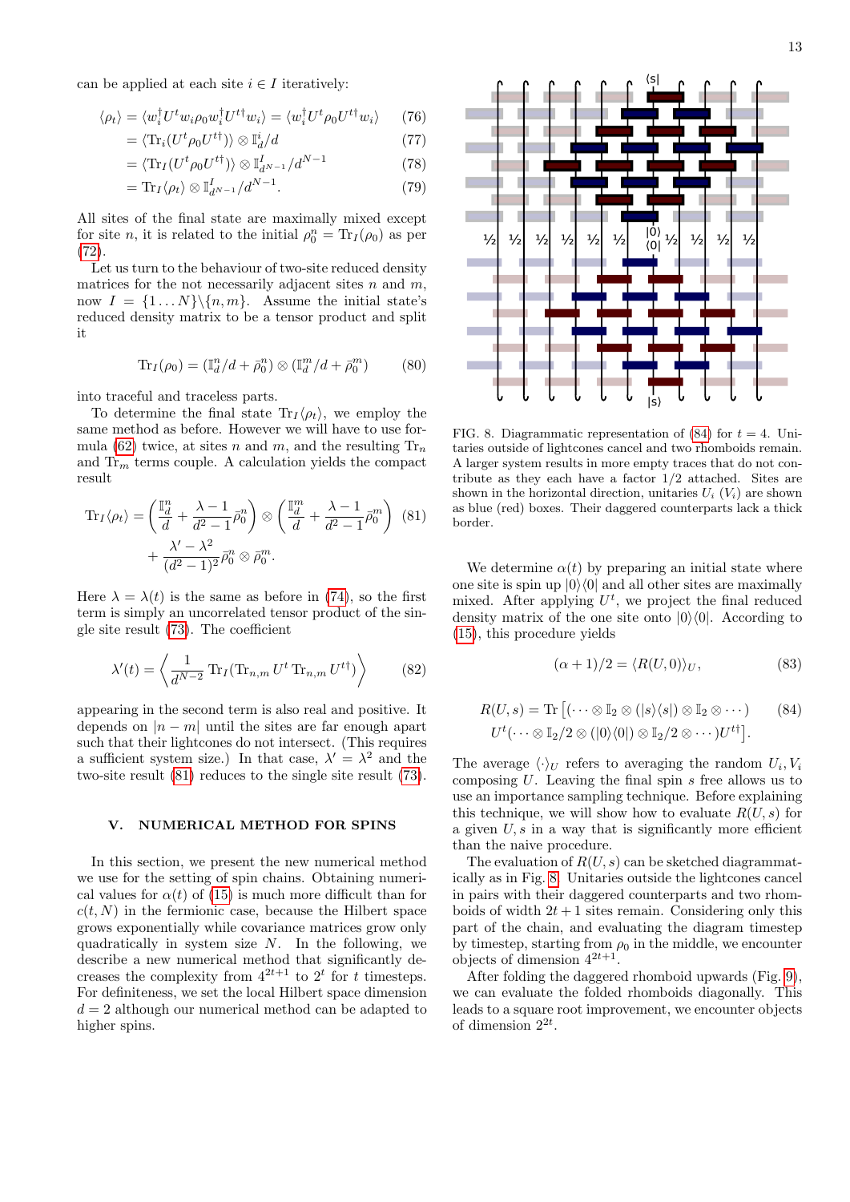can be applied at each site $i \in I$ iteratively:

$$\langle \rho_t \rangle = \langle w_i^\dagger U^t w_i \rho_0 w_i^\dagger U^{t\dagger} w_i \rangle = \langle w_i^\dagger U^t \rho_0 U^{t\dagger} w_i \rangle \tag{76}$$

$$= \langle \mathrm{Tr}_i(U^t \rho_0 U^{t\dagger}) \rangle \otimes \mathbb{I}_d^i / d \tag{77}$$

$$= \langle \mathrm{Tr}_I(U^t \rho_0 U^{t\dagger}) \rangle \otimes \mathbb{I}_{d^{N-1}}^I / d^{N-1} \tag{78}$$

$$= \mathrm{Tr}_I \langle \rho_t \rangle \otimes \mathbb{I}_{d^{N-1}}^I / d^{N-1}. \tag{79}$$

All sites of the final state are maximally mixed except for site $n$, it is related to the initial $\rho_0^n = \mathrm{Tr}_I(\rho_0)$ as per (72).

Let us turn to the behaviour of two-site reduced density matrices for the not necessarily adjacent sites $n$ and $m$, now $I = \{1 \dots N\} \backslash \{n, m\}$. Assume the initial state's reduced density matrix to be a tensor product and split it

$$\mathrm{Tr}_I(\rho_0) = (\mathbb{I}_d^n/d + \bar{\rho}_0^n) \otimes (\mathbb{I}_d^m/d + \bar{\rho}_0^m) \tag{80}$$

into traceful and traceless parts.

To determine the final state $\mathrm{Tr}_I \langle \rho_t \rangle$, we employ the same method as before. However we will have to use formula (62) twice, at sites $n$ and $m$, and the resulting $\mathrm{Tr}_n$ and $\mathrm{Tr}_m$ terms couple. A calculation yields the compact result

$$\mathrm{Tr}_I \langle \rho_t \rangle = \left( \frac{\mathbb{I}_d^n}{d} + \frac{\lambda - 1}{d^2 - 1} \bar{\rho}_0^n \right) \otimes \left( \frac{\mathbb{I}_d^m}{d} + \frac{\lambda - 1}{d^2 - 1} \bar{\rho}_0^m \right) + \frac{\lambda' - \lambda^2}{(d^2 - 1)^2} \bar{\rho}_0^n \otimes \bar{\rho}_0^m. \tag{81}$$

Here $\lambda = \lambda(t)$ is the same as before in (74), so the first term is simply an uncorrelated tensor product of the single site result (73). The coefficient

$$\lambda'(t) = \left\langle \frac{1}{d^{N-2}} \mathrm{Tr}_I (\mathrm{Tr}_{n,m} U^t \, \mathrm{Tr}_{n,m} U^{t\dagger}) \right\rangle \tag{82}$$

appearing in the second term is also real and positive. It depends on $|n - m|$ until the sites are far enough apart such that their lightcones do not intersect. (This requires a sufficient system size.) In that case, $\lambda' = \lambda^2$ and the two-site result (81) reduces to the single site result (73).

## V. NUMERICAL METHOD FOR SPINS

In this section, we present the new numerical method we use for the setting of spin chains. Obtaining numerical values for $\alpha(t)$ of (15) is much more difficult than for $c(t, N)$ in the fermionic case, because the Hilbert space grows exponentially while covariance matrices grow only quadratically in system size $N$. In the following, we describe a new numerical method that significantly decreases the complexity from $4^{2t+1}$ to $2^t$ for $t$ timesteps. For definiteness, we set the local Hilbert space dimension $d = 2$ although our numerical method can be adapted to higher spins.

FIG. 8. Diagrammatic representation of (84) for $t = 4$. Unitaries outside of lightcones cancel and two rhomboids remain. A larger system results in more empty traces that do not contribute as they each have a factor 1/2 attached. Sites are shown in the horizontal direction, unitaries $U_i$ ($V_i$) are shown as blue (red) boxes. Their daggered counterparts lack a thick border.

We determine $\alpha(t)$ by preparing an initial state where one site is spin up $|0\rangle\langle 0|$ and all other sites are maximally mixed. After applying $U^t$, we project the final reduced density matrix of the one site onto $|0\rangle\langle 0|$. According to (15), this procedure yields

$$(\alpha + 1)/2 = \langle R(U, 0) \rangle_U, \tag{83}$$

$$R(U, s) = \mathrm{Tr}\left[ (\cdots \otimes \mathbb{I}_2 \otimes (|s\rangle\langle s|) \otimes \mathbb{I}_2 \otimes \cdots) \, U^t (\cdots \otimes \mathbb{I}_2/2 \otimes (|0\rangle\langle 0|) \otimes \mathbb{I}_2/2 \otimes \cdots) U^{t\dagger} \right]. \tag{84}$$

The average $\langle \cdot \rangle_U$ refers to averaging the random $U_i, V_i$ composing $U$. Leaving the final spin $s$ free allows us to use an importance sampling technique. Before explaining this technique, we will show how to evaluate $R(U, s)$ for a given $U, s$ in a way that is significantly more efficient than the naive procedure.

The evaluation of $R(U, s)$ can be sketched diagrammatically as in Fig. 8. Unitaries outside the lightcones cancel in pairs with their daggered counterparts and two rhomboids of width $2t + 1$ sites remain. Considering only this part of the chain, and evaluating the diagram timestep by timestep, starting from $\rho_0$ in the middle, we encounter objects of dimension $4^{2t+1}$.

After folding the daggered rhomboid upwards (Fig. 9), we can evaluate the folded rhomboids diagonally. This leads to a square root improvement, we encounter objects of dimension $2^{2t}$.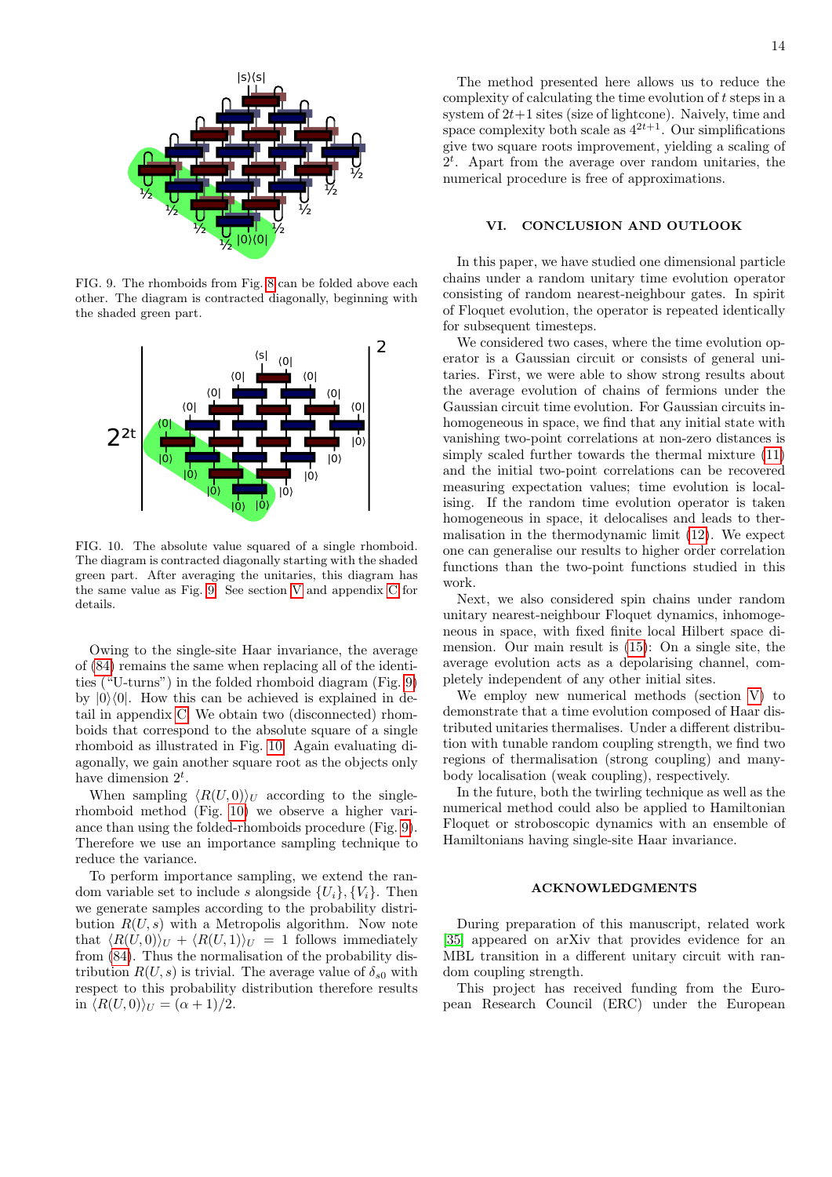FIG. 9. The rhomboids from Fig. 8 can be folded above each other. The diagram is contracted diagonally, beginning with the shaded green part.

FIG. 10. The absolute value squared of a single rhomboid. The diagram is contracted diagonally starting with the shaded green part. After averaging the unitaries, this diagram has the same value as Fig. 9. See section V and appendix C for details.

Owing to the single-site Haar invariance, the average of (84) remains the same when replacing all of the identities ("U-turns") in the folded rhomboid diagram (Fig. 9) by $|0\rangle\langle 0|$. How this can be achieved is explained in detail in appendix C. We obtain two (disconnected) rhomboids that correspond to the absolute square of a single rhomboid as illustrated in Fig. 10. Again evaluating diagonally, we gain another square root as the objects only have dimension $2^t$.

When sampling $\langle R(U,0)\rangle_U$ according to the single-rhomboid method (Fig. 10) we observe a higher variance than using the folded-rhomboids procedure (Fig. 9). Therefore we use an importance sampling technique to reduce the variance.

To perform importance sampling, we extend the random variable set to include $s$ alongside $\{U_i\},\{V_i\}$. Then we generate samples according to the probability distribution $R(U,s)$ with a Metropolis algorithm. Now note that $\langle R(U,0)\rangle_U + \langle R(U,1)\rangle_U = 1$ follows immediately from (84). Thus the normalisation of the probability distribution $R(U,s)$ is trivial. The average value of $\delta_{s0}$ with respect to this probability distribution therefore results in $\langle R(U,0)\rangle_U = (\alpha+1)/2$.

The method presented here allows us to reduce the complexity of calculating the time evolution of $t$ steps in a system of $2t+1$ sites (size of lightcone). Naively, time and space complexity both scale as $4^{2t+1}$. Our simplifications give two square roots improvement, yielding a scaling of $2^t$. Apart from the average over random unitaries, the numerical procedure is free of approximations.

## VI. CONCLUSION AND OUTLOOK

In this paper, we have studied one dimensional particle chains under a random unitary time evolution operator consisting of random nearest-neighbour gates. In spirit of Floquet evolution, the operator is repeated identically for subsequent timesteps.

We considered two cases, where the time evolution operator is a Gaussian circuit or consists of general unitaries. First, we were able to show strong results about the average evolution of chains of fermions under the Gaussian circuit time evolution. For Gaussian circuits inhomogeneous in space, we find that any initial state with vanishing two-point correlations at non-zero distances is simply scaled further towards the thermal mixture (11) and the initial two-point correlations can be recovered measuring expectation values; time evolution is localising. If the random time evolution operator is taken homogeneous in space, it delocalises and leads to thermalisation in the thermodynamic limit (12). We expect one can generalise our results to higher order correlation functions than the two-point functions studied in this work.

Next, we also considered spin chains under random unitary nearest-neighbour Floquet dynamics, inhomogeneous in space, with fixed finite local Hilbert space dimension. Our main result is (15): On a single site, the average evolution acts as a depolarising channel, completely independent of any other initial sites.

We employ new numerical methods (section V) to demonstrate that a time evolution composed of Haar distributed unitaries thermalises. Under a different distribution with tunable random coupling strength, we find two regions of thermalisation (strong coupling) and many-body localisation (weak coupling), respectively.

In the future, both the twirling technique as well as the numerical method could also be applied to Hamiltonian Floquet or stroboscopic dynamics with an ensemble of Hamiltonians having single-site Haar invariance.

## ACKNOWLEDGMENTS

During preparation of this manuscript, related work [35] appeared on arXiv that provides evidence for an MBL transition in a different unitary circuit with random coupling strength.

This project has received funding from the European Research Council (ERC) under the European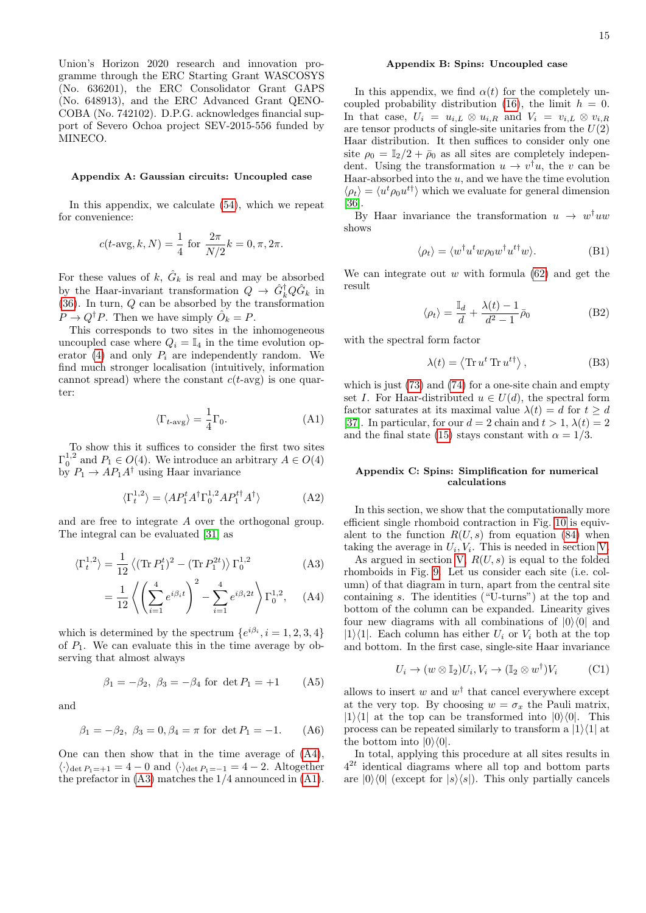Union's Horizon 2020 research and innovation programme through the ERC Starting Grant WASCOSYS (No. 636201), the ERC Consolidator Grant GAPS (No. 648913), and the ERC Advanced Grant QENOCOBA (No. 742102). D.P.G. acknowledges financial support of Severo Ochoa project SEV-2015-556 funded by MINECO.

## Appendix A: Gaussian circuits: Uncoupled case

In this appendix, we calculate (54), which we repeat for convenience:

$$c(t\text{-avg}, k, N) = \frac{1}{4} \text{ for } \frac{2\pi}{N/2}k = 0, \pi, 2\pi.$$

For these values of $k$, $\hat{G}_k$ is real and may be absorbed by the Haar-invariant transformation $Q \to \hat{G}_k^\dagger Q \hat{G}_k$ in (36). In turn, $Q$ can be absorbed by the transformation $P \to Q^\dagger P$. Then we have simply $\hat{O}_k = P$.

This corresponds to two sites in the inhomogeneous uncoupled case where $Q_i = \mathbb{I}_4$ in the time evolution operator (4) and only $P_i$ are independently random. We find much stronger localisation (intuitively, information cannot spread) where the constant $c(t\text{-avg})$ is one quarter:

$$\langle \Gamma_{t\text{-avg}} \rangle = \frac{1}{4}\Gamma_0. \tag{A1}$$

To show this it suffices to consider the first two sites $\Gamma_0^{1,2}$ and $P_1 \in O(4)$. We introduce an arbitrary $A \in O(4)$ by $P_1 \to AP_1A^\dagger$ using Haar invariance

$$\langle \Gamma_t^{1,2} \rangle = \langle AP_1^t A^\dagger \Gamma_0^{1,2} AP_1^{t\dagger} A^\dagger \rangle \tag{A2}$$

and are free to integrate $A$ over the orthogonal group. The integral can be evaluated [31] as

$$\begin{aligned}\langle \Gamma_t^{1,2} \rangle &= \frac{1}{12}\left\langle (\operatorname{Tr} P_1^t)^2 - (\operatorname{Tr} P_1^{2t}) \right\rangle \Gamma_0^{1,2} &\text{(A3)}\\ &= \frac{1}{12}\left\langle \left(\sum_{i=1}^4 e^{i\beta_i t}\right)^2 - \sum_{i=1}^4 e^{i\beta_i 2t} \right\rangle \Gamma_0^{1,2}, &\text{(A4)}\end{aligned}$$

which is determined by the spectrum $\{e^{i\beta_i}, i = 1,2,3,4\}$ of $P_1$. We can evaluate this in the time average by observing that almost always

$$\beta_1 = -\beta_2,\ \beta_3 = -\beta_4 \text{ for } \det P_1 = +1 \tag{A5}$$

and

$$\beta_1 = -\beta_2,\ \beta_3 = 0, \beta_4 = \pi \text{ for } \det P_1 = -1. \tag{A6}$$

One can then show that in the time average of (A4), $\langle\cdot\rangle_{\det P_1 = +1} = 4 - 0$ and $\langle\cdot\rangle_{\det P_1 = -1} = 4 - 2$. Altogether the prefactor in (A3) matches the 1/4 announced in (A1).

## Appendix B: Spins: Uncoupled case

In this appendix, we find $\alpha(t)$ for the completely uncoupled probability distribution (16), the limit $h = 0$. In that case, $U_i = u_{i,L} \otimes u_{i,R}$ and $V_i = v_{i,L} \otimes v_{i,R}$ are tensor products of single-site unitaries from the $U(2)$ Haar distribution. It then suffices to consider only one site $\rho_0 = \mathbb{I}_2/2 + \bar{\rho}_0$ as all sites are completely independent. Using the transformation $u \to v^\dagger u$, the $v$ can be Haar-absorbed into the $u$, and we have the time evolution $\langle \rho_t \rangle = \langle u^t \rho_0 u^{t\dagger} \rangle$ which we evaluate for general dimension [36].

By Haar invariance the transformation $u \to w^\dagger u w$ shows

$$\langle \rho_t \rangle = \langle w^\dagger u^t w \rho_0 w^\dagger u^{t\dagger} w \rangle. \tag{B1}$$

We can integrate out $w$ with formula (62) and get the result

$$\langle \rho_t \rangle = \frac{\mathbb{I}_d}{d} + \frac{\lambda(t) - 1}{d^2 - 1}\bar{\rho}_0 \tag{B2}$$

with the spectral form factor

$$\lambda(t) = \left\langle \operatorname{Tr} u^t \operatorname{Tr} u^{t\dagger} \right\rangle, \tag{B3}$$

which is just (73) and (74) for a one-site chain and empty set $I$. For Haar-distributed $u \in U(d)$, the spectral form factor saturates at its maximal value $\lambda(t) = d$ for $t \geq d$ [37]. In particular, for our $d = 2$ chain and $t > 1$, $\lambda(t) = 2$ and the final state (15) stays constant with $\alpha = 1/3$.

## Appendix C: Spins: Simplification for numerical calculations

In this section, we show that the computationally more efficient single rhomboid contraction in Fig. 10 is equivalent to the function $R(U, s)$ from equation (84) when taking the average in $U_i, V_i$. This is needed in section V.

As argued in section V, $R(U, s)$ is equal to the folded rhomboids in Fig. 9. Let us consider each site (i.e. column) of that diagram in turn, apart from the central site containing $s$. The identities ("U-turns") at the top and bottom of the column can be expanded. Linearity gives four new diagrams with all combinations of $|0\rangle\langle 0|$ and $|1\rangle\langle 1|$. Each column has either $U_i$ or $V_i$ both at the top and bottom. In the first case, single-site Haar invariance

$$U_i \to (w \otimes \mathbb{I}_2)U_i, V_i \to (\mathbb{I}_2 \otimes w^\dagger)V_i \tag{C1}$$

allows to insert $w$ and $w^\dagger$ that cancel everywhere except at the very top. By choosing $w = \sigma_x$ the Pauli matrix, $|1\rangle\langle 1|$ at the top can be transformed into $|0\rangle\langle 0|$. This process can be repeated similarly to transform a $|1\rangle\langle 1|$ at the bottom into $|0\rangle\langle 0|$.

In total, applying this procedure at all sites results in $4^{2t}$ identical diagrams where all top and bottom parts are $|0\rangle\langle 0|$ (except for $|s\rangle\langle s|$). This only partially cancels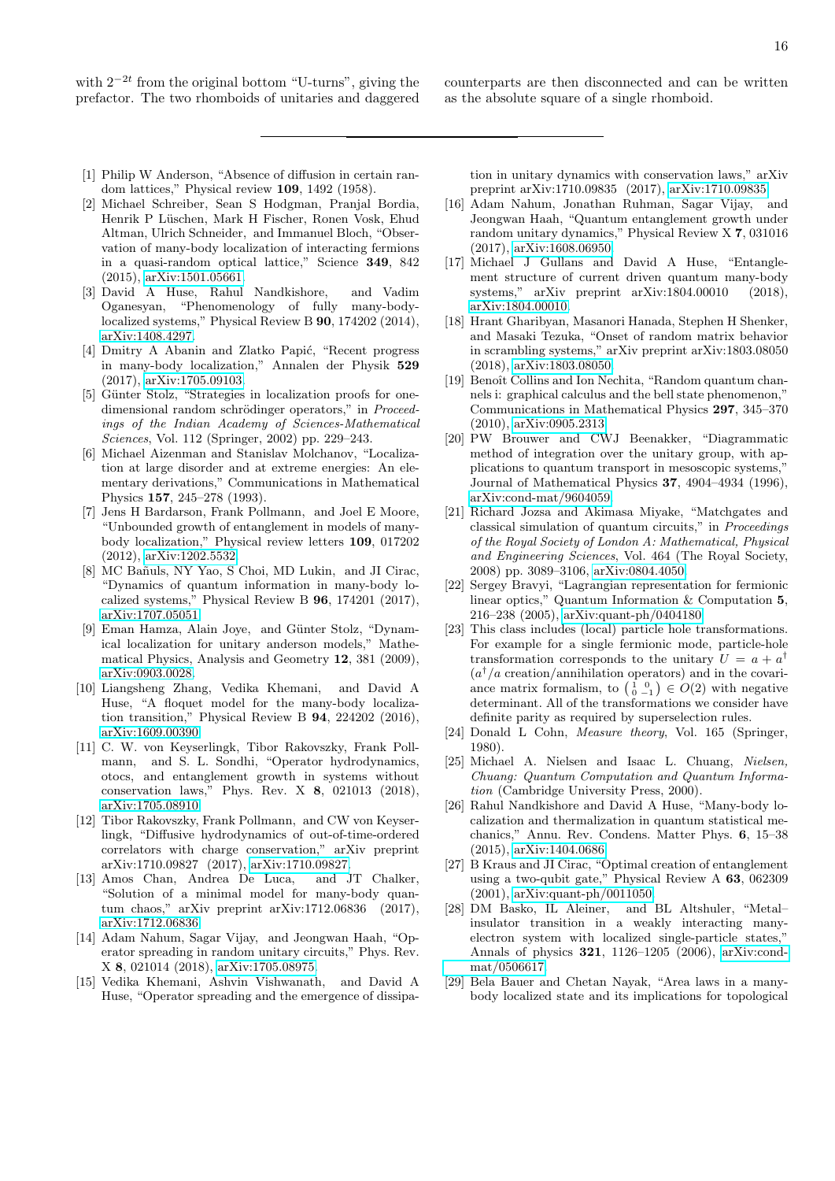with $2^{-2t}$ from the original bottom "U-turns", giving the prefactor. The two rhomboids of unitaries and daggered counterparts are then disconnected and can be written as the absolute square of a single rhomboid.

---

[1] Philip W Anderson, "Absence of diffusion in certain random lattices," Physical review **109**, 1492 (1958).

[2] Michael Schreiber, Sean S Hodgman, Pranjal Bordia, Henrik P Lüschen, Mark H Fischer, Ronen Vosk, Ehud Altman, Ulrich Schneider, and Immanuel Bloch, "Observation of many-body localization of interacting fermions in a quasi-random optical lattice," Science **349**, 842 (2015), arXiv:1501.05661.

[3] David A Huse, Rahul Nandkishore, and Vadim Oganesyan, "Phenomenology of fully many-body-localized systems," Physical Review B **90**, 174202 (2014), arXiv:1408.4297.

[4] Dmitry A Abanin and Zlatko Papić, "Recent progress in many-body localization," Annalen der Physik **529** (2017), arXiv:1705.09103.

[5] Günter Stolz, "Strategies in localization proofs for one-dimensional random schrödinger operators," in *Proceedings of the Indian Academy of Sciences-Mathematical Sciences*, Vol. 112 (Springer, 2002) pp. 229–243.

[6] Michael Aizenman and Stanislav Molchanov, "Localization at large disorder and at extreme energies: An elementary derivations," Communications in Mathematical Physics **157**, 245–278 (1993).

[7] Jens H Bardarson, Frank Pollmann, and Joel E Moore, "Unbounded growth of entanglement in models of many-body localization," Physical review letters **109**, 017202 (2012), arXiv:1202.5532.

[8] MC Bañuls, NY Yao, S Choi, MD Lukin, and JI Cirac, "Dynamics of quantum information in many-body localized systems," Physical Review B **96**, 174201 (2017), arXiv:1707.05051.

[9] Eman Hamza, Alain Joye, and Günter Stolz, "Dynamical localization for unitary anderson models," Mathematical Physics, Analysis and Geometry **12**, 381 (2009), arXiv:0903.0028.

[10] Liangsheng Zhang, Vedika Khemani, and David A Huse, "A floquet model for the many-body localization transition," Physical Review B **94**, 224202 (2016), arXiv:1609.00390.

[11] C. W. von Keyserlingk, Tibor Rakovszky, Frank Pollmann, and S. L. Sondhi, "Operator hydrodynamics, otocs, and entanglement growth in systems without conservation laws," Phys. Rev. X **8**, 021013 (2018), arXiv:1705.08910.

[12] Tibor Rakovszky, Frank Pollmann, and CW von Keyserlingk, "Diffusive hydrodynamics of out-of-time-ordered correlators with charge conservation," arXiv preprint arXiv:1710.09827 (2017), arXiv:1710.09827.

[13] Amos Chan, Andrea De Luca, and JT Chalker, "Solution of a minimal model for many-body quantum chaos," arXiv preprint arXiv:1712.06836 (2017), arXiv:1712.06836.

[14] Adam Nahum, Sagar Vijay, and Jeongwan Haah, "Operator spreading in random unitary circuits," Phys. Rev. X **8**, 021014 (2018), arXiv:1705.08975.

[15] Vedika Khemani, Ashvin Vishwanath, and David A Huse, "Operator spreading and the emergence of dissipation in unitary dynamics with conservation laws," arXiv preprint arXiv:1710.09835 (2017), arXiv:1710.09835.

[16] Adam Nahum, Jonathan Ruhman, Sagar Vijay, and Jeongwan Haah, "Quantum entanglement growth under random unitary dynamics," Physical Review X **7**, 031016 (2017), arXiv:1608.06950.

[17] Michael J Gullans and David A Huse, "Entanglement structure of current driven quantum many-body systems," arXiv preprint arXiv:1804.00010 (2018), arXiv:1804.00010.

[18] Hrant Gharibyan, Masanori Hanada, Stephen H Shenker, and Masaki Tezuka, "Onset of random matrix behavior in scrambling systems," arXiv preprint arXiv:1803.08050 (2018), arXiv:1803.08050.

[19] Benoît Collins and Ion Nechita, "Random quantum channels i: graphical calculus and the bell state phenomenon," Communications in Mathematical Physics **297**, 345–370 (2010), arXiv:0905.2313.

[20] PW Brouwer and CWJ Beenakker, "Diagrammatic method of integration over the unitary group, with applications to quantum transport in mesoscopic systems," Journal of Mathematical Physics **37**, 4904–4934 (1996), arXiv:cond-mat/9604059.

[21] Richard Jozsa and Akimasa Miyake, "Matchgates and classical simulation of quantum circuits," in *Proceedings of the Royal Society of London A: Mathematical, Physical and Engineering Sciences*, Vol. 464 (The Royal Society, 2008) pp. 3089–3106, arXiv:0804.4050.

[22] Sergey Bravyi, "Lagrangian representation for fermionic linear optics," Quantum Information & Computation **5**, 216–238 (2005), arXiv:quant-ph/0404180.

[23] This class includes (local) particle hole transformations. For example for a single fermionic mode, particle-hole transformation corresponds to the unitary $U = a + a^\dagger$ ($a^\dagger/a$ creation/annihilation operators) and in the covariance matrix formalism, to $\left(\begin{smallmatrix} 1 & 0 \\ 0 & -1 \end{smallmatrix}\right) \in O(2)$ with negative determinant. All of the transformations we consider have definite parity as required by superselection rules.

[24] Donald L Cohn, *Measure theory*, Vol. 165 (Springer, 1980).

[25] Michael A. Nielsen and Isaac L. Chuang, *Nielsen, Chuang: Quantum Computation and Quantum Information* (Cambridge University Press, 2000).

[26] Rahul Nandkishore and David A Huse, "Many-body localization and thermalization in quantum statistical mechanics," Annu. Rev. Condens. Matter Phys. **6**, 15–38 (2015), arXiv:1404.0686.

[27] B Kraus and JI Cirac, "Optimal creation of entanglement using a two-qubit gate," Physical Review A **63**, 062309 (2001), arXiv:quant-ph/0011050.

[28] DM Basko, IL Aleiner, and BL Altshuler, "Metal–insulator transition in a weakly interacting many-electron system with localized single-particle states," Annals of physics **321**, 1126–1205 (2006), arXiv:cond-mat/0506617.

[29] Bela Bauer and Chetan Nayak, "Area laws in a many-body localized state and its implications for topological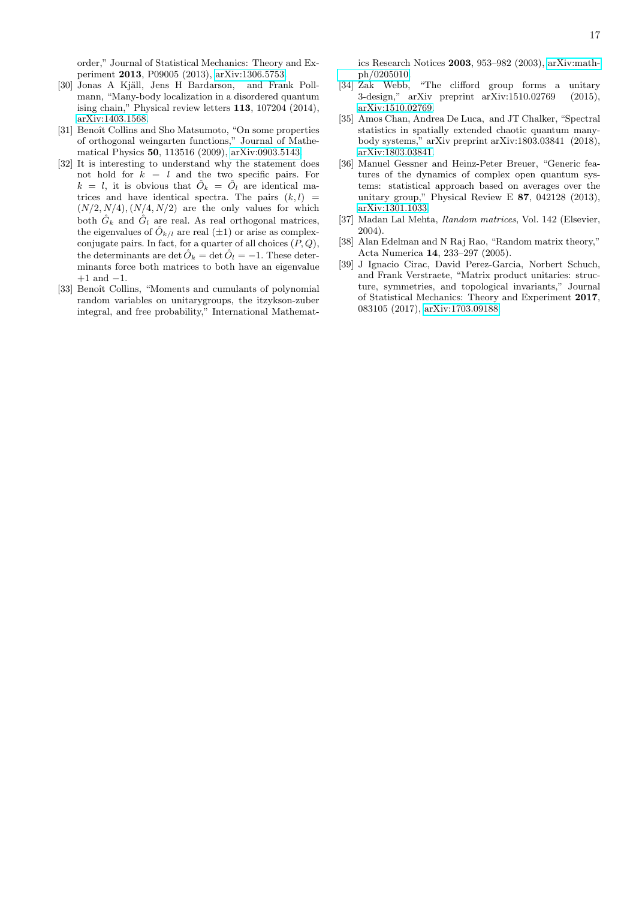order," Journal of Statistical Mechanics: Theory and Experiment **2013**, P09005 (2013), arXiv:1306.5753.

[30] Jonas A Kjäll, Jens H Bardarson, and Frank Pollmann, "Many-body localization in a disordered quantum ising chain," Physical review letters **113**, 107204 (2014), arXiv:1403.1568.

[31] Benoît Collins and Sho Matsumoto, "On some properties of orthogonal weingarten functions," Journal of Mathematical Physics **50**, 113516 (2009), arXiv:0903.5143.

[32] It is interesting to understand why the statement does not hold for $k = l$ and the two specific pairs. For $k = l$, it is obvious that $\hat{O}_k = \hat{O}_l$ are identical matrices and have identical spectra. The pairs $(k, l) = (N/2, N/4), (N/4, N/2)$ are the only values for which both $\hat{G}_k$ and $\hat{G}_l$ are real. As real orthogonal matrices, the eigenvalues of $\hat{O}_{k/l}$ are real ($\pm 1$) or arise as complex-conjugate pairs. In fact, for a quarter of all choices $(P, Q)$, the determinants are $\det \hat{O}_k = \det \hat{O}_l = -1$. These determinants force both matrices to both have an eigenvalue $+1$ and $-1$.

[33] Benoît Collins, "Moments and cumulants of polynomial random variables on unitarygroups, the itzykson-zuber integral, and free probability," International Mathematics Research Notices **2003**, 953–982 (2003), arXiv:math-ph/0205010.

[34] Zak Webb, "The clifford group forms a unitary 3-design," arXiv preprint arXiv:1510.02769 (2015), arXiv:1510.02769.

[35] Amos Chan, Andrea De Luca, and JT Chalker, "Spectral statistics in spatially extended chaotic quantum many-body systems," arXiv preprint arXiv:1803.03841 (2018), arXiv:1803.03841.

[36] Manuel Gessner and Heinz-Peter Breuer, "Generic features of the dynamics of complex open quantum systems: statistical approach based on averages over the unitary group," Physical Review E **87**, 042128 (2013), arXiv:1301.1033.

[37] Madan Lal Mehta, *Random matrices*, Vol. 142 (Elsevier, 2004).

[38] Alan Edelman and N Raj Rao, "Random matrix theory," Acta Numerica **14**, 233–297 (2005).

[39] J Ignacio Cirac, David Perez-Garcia, Norbert Schuch, and Frank Verstraete, "Matrix product unitaries: structure, symmetries, and topological invariants," Journal of Statistical Mechanics: Theory and Experiment **2017**, 083105 (2017), arXiv:1703.09188.